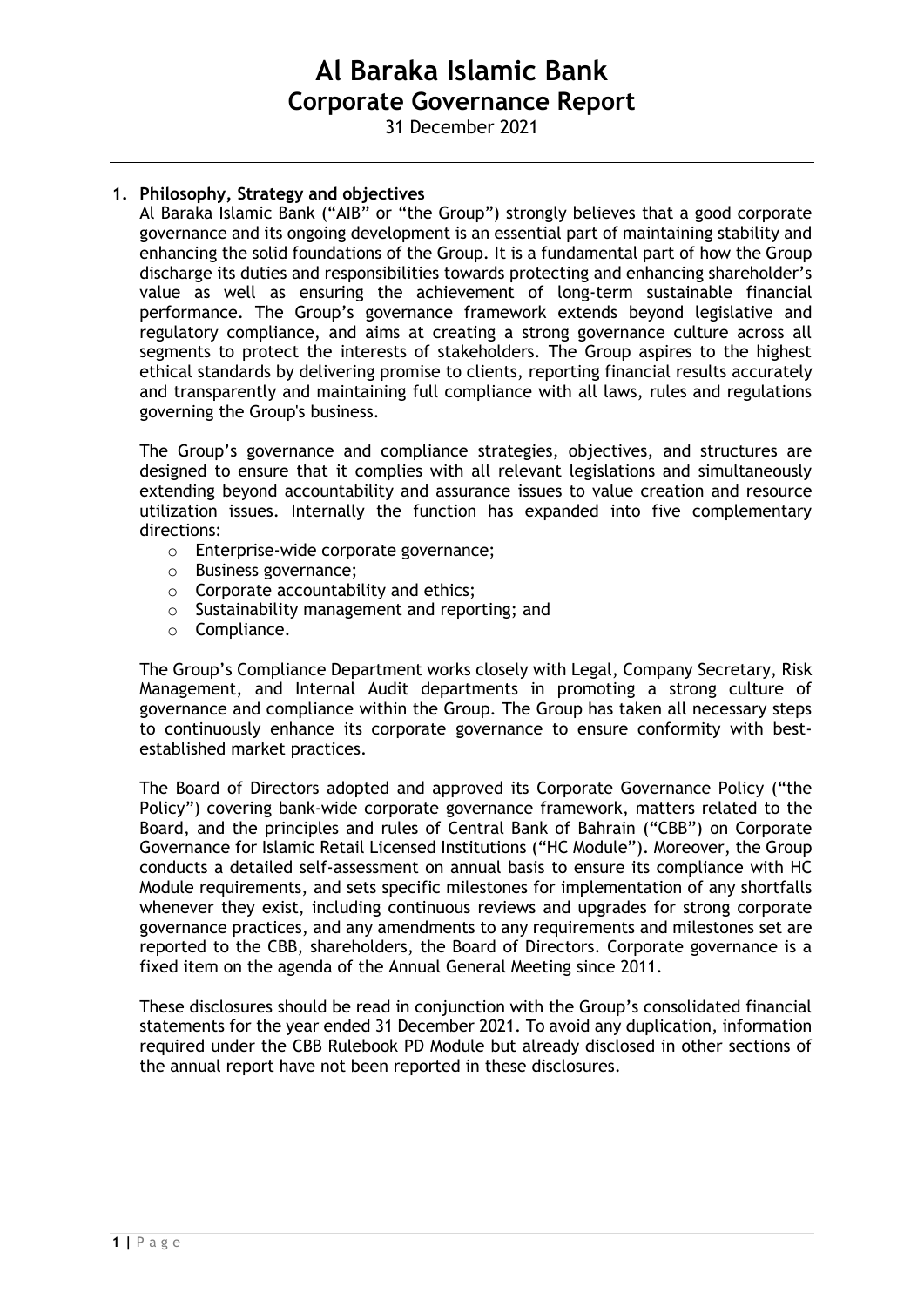# Al Baraka Islamic Bank
## Corporate Governance Report

31 December 2021

---

### 1. Philosophy, Strategy and objectives

Al Baraka Islamic Bank ("AIB" or "the Group") strongly believes that a good corporate governance and its ongoing development is an essential part of maintaining stability and enhancing the solid foundations of the Group. It is a fundamental part of how the Group discharge its duties and responsibilities towards protecting and enhancing shareholder's value as well as ensuring the achievement of long-term sustainable financial performance. The Group's governance framework extends beyond legislative and regulatory compliance, and aims at creating a strong governance culture across all segments to protect the interests of stakeholders. The Group aspires to the highest ethical standards by delivering promise to clients, reporting financial results accurately and transparently and maintaining full compliance with all laws, rules and regulations governing the Group's business.

The Group's governance and compliance strategies, objectives, and structures are designed to ensure that it complies with all relevant legislations and simultaneously extending beyond accountability and assurance issues to value creation and resource utilization issues. Internally the function has expanded into five complementary directions:

- Enterprise-wide corporate governance;
- Business governance;
- Corporate accountability and ethics;
- Sustainability management and reporting; and
- Compliance.

The Group's Compliance Department works closely with Legal, Company Secretary, Risk Management, and Internal Audit departments in promoting a strong culture of governance and compliance within the Group. The Group has taken all necessary steps to continuously enhance its corporate governance to ensure conformity with best-established market practices.

The Board of Directors adopted and approved its Corporate Governance Policy ("the Policy") covering bank-wide corporate governance framework, matters related to the Board, and the principles and rules of Central Bank of Bahrain ("CBB") on Corporate Governance for Islamic Retail Licensed Institutions ("HC Module"). Moreover, the Group conducts a detailed self-assessment on annual basis to ensure its compliance with HC Module requirements, and sets specific milestones for implementation of any shortfalls whenever they exist, including continuous reviews and upgrades for strong corporate governance practices, and any amendments to any requirements and milestones set are reported to the CBB, shareholders, the Board of Directors. Corporate governance is a fixed item on the agenda of the Annual General Meeting since 2011.

These disclosures should be read in conjunction with the Group's consolidated financial statements for the year ended 31 December 2021. To avoid any duplication, information required under the CBB Rulebook PD Module but already disclosed in other sections of the annual report have not been reported in these disclosures.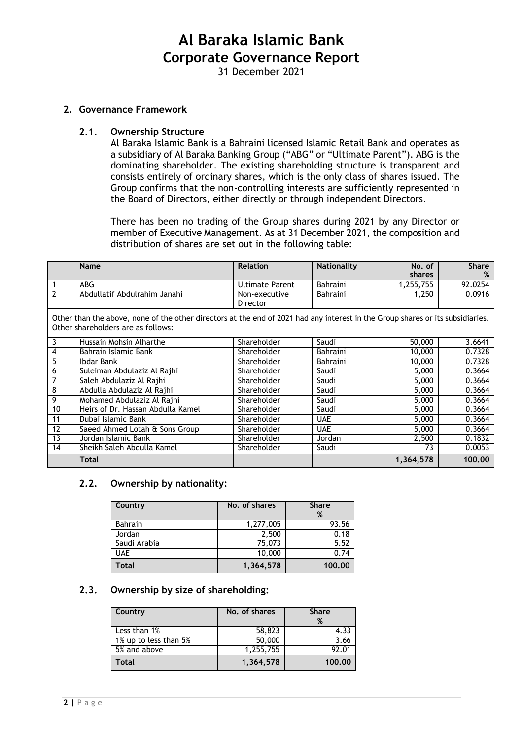## 2. Governance Framework

### 2.1. Ownership Structure

Al Baraka Islamic Bank is a Bahraini licensed Islamic Retail Bank and operates as a subsidiary of Al Baraka Banking Group ("ABG" or "Ultimate Parent"). ABG is the dominating shareholder. The existing shareholding structure is transparent and consists entirely of ordinary shares, which is the only class of shares issued. The Group confirms that the non-controlling interests are sufficiently represented in the Board of Directors, either directly or through independent Directors.

There has been no trading of the Group shares during 2021 by any Director or member of Executive Management. As at 31 December 2021, the composition and distribution of shares are set out in the following table:

| | Name | Relation | Nationality | No. of shares | Share % |
|---|---|---|---|---|---|
| 1 | ABG | Ultimate Parent | Bahraini | 1,255,755 | 92.0254 |
| 2 | Abdullatif Abdulrahim Janahi | Non-executive Director | Bahraini | 1,250 | 0.0916 |
| Other than the above, none of the other directors at the end of 2021 had any interest in the Group shares or its subsidiaries. Other shareholders are as follows: | | | | | |
| 3 | Hussain Mohsin Alharthe | Shareholder | Saudi | 50,000 | 3.6641 |
| 4 | Bahrain Islamic Bank | Shareholder | Bahraini | 10,000 | 0.7328 |
| 5 | Ibdar Bank | Shareholder | Bahraini | 10,000 | 0.7328 |
| 6 | Suleiman Abdulaziz Al Rajhi | Shareholder | Saudi | 5,000 | 0.3664 |
| 7 | Saleh Abdulaziz Al Rajhi | Shareholder | Saudi | 5,000 | 0.3664 |
| 8 | Abdulla Abdulaziz Al Rajhi | Shareholder | Saudi | 5,000 | 0.3664 |
| 9 | Mohamed Abdulaziz Al Rajhi | Shareholder | Saudi | 5,000 | 0.3664 |
| 10 | Heirs of Dr. Hassan Abdulla Kamel | Shareholder | Saudi | 5,000 | 0.3664 |
| 11 | Dubai Islamic Bank | Shareholder | UAE | 5,000 | 0.3664 |
| 12 | Saeed Ahmed Lotah & Sons Group | Shareholder | UAE | 5,000 | 0.3664 |
| 13 | Jordan Islamic Bank | Shareholder | Jordan | 2,500 | 0.1832 |
| 14 | Sheikh Saleh Abdulla Kamel | Shareholder | Saudi | 73 | 0.0053 |
| | **Total** | | | **1,364,578** | **100.00** |

### 2.2. Ownership by nationality:

| Country | No. of shares | Share % |
|---|---|---|
| Bahrain | 1,277,005 | 93.56 |
| Jordan | 2,500 | 0.18 |
| Saudi Arabia | 75,073 | 5.52 |
| UAE | 10,000 | 0.74 |
| **Total** | **1,364,578** | **100.00** |

### 2.3. Ownership by size of shareholding:

| Country | No. of shares | Share % |
|---|---|---|
| Less than 1% | 58,823 | 4.33 |
| 1% up to less than 5% | 50,000 | 3.66 |
| 5% and above | 1,255,755 | 92.01 |
| **Total** | **1,364,578** | **100.00** |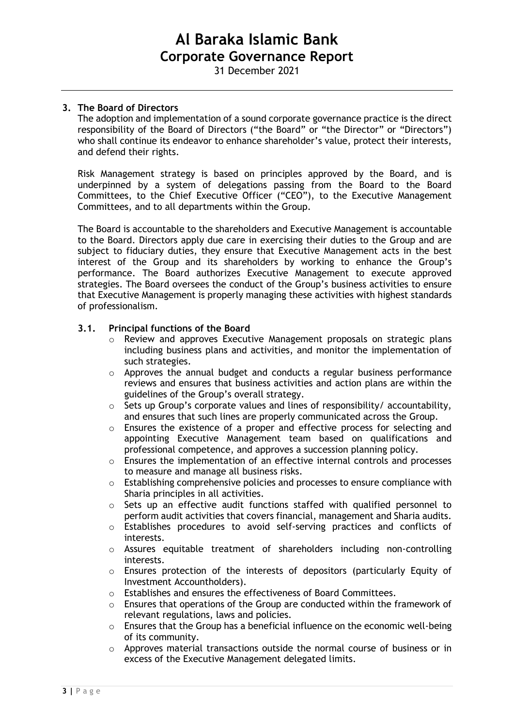## 3. The Board of Directors

The adoption and implementation of a sound corporate governance practice is the direct responsibility of the Board of Directors ("the Board" or "the Director" or "Directors") who shall continue its endeavor to enhance shareholder's value, protect their interests, and defend their rights.

Risk Management strategy is based on principles approved by the Board, and is underpinned by a system of delegations passing from the Board to the Board Committees, to the Chief Executive Officer ("CEO"), to the Executive Management Committees, and to all departments within the Group.

The Board is accountable to the shareholders and Executive Management is accountable to the Board. Directors apply due care in exercising their duties to the Group and are subject to fiduciary duties, they ensure that Executive Management acts in the best interest of the Group and its shareholders by working to enhance the Group's performance. The Board authorizes Executive Management to execute approved strategies. The Board oversees the conduct of the Group's business activities to ensure that Executive Management is properly managing these activities with highest standards of professionalism.

### 3.1. Principal functions of the Board

- Review and approves Executive Management proposals on strategic plans including business plans and activities, and monitor the implementation of such strategies.
- Approves the annual budget and conducts a regular business performance reviews and ensures that business activities and action plans are within the guidelines of the Group's overall strategy.
- Sets up Group's corporate values and lines of responsibility/ accountability, and ensures that such lines are properly communicated across the Group.
- Ensures the existence of a proper and effective process for selecting and appointing Executive Management team based on qualifications and professional competence, and approves a succession planning policy.
- Ensures the implementation of an effective internal controls and processes to measure and manage all business risks.
- Establishing comprehensive policies and processes to ensure compliance with Sharia principles in all activities.
- Sets up an effective audit functions staffed with qualified personnel to perform audit activities that covers financial, management and Sharia audits.
- Establishes procedures to avoid self-serving practices and conflicts of interests.
- Assures equitable treatment of shareholders including non-controlling interests.
- Ensures protection of the interests of depositors (particularly Equity of Investment Accountholders).
- Establishes and ensures the effectiveness of Board Committees.
- Ensures that operations of the Group are conducted within the framework of relevant regulations, laws and policies.
- Ensures that the Group has a beneficial influence on the economic well-being of its community.
- Approves material transactions outside the normal course of business or in excess of the Executive Management delegated limits.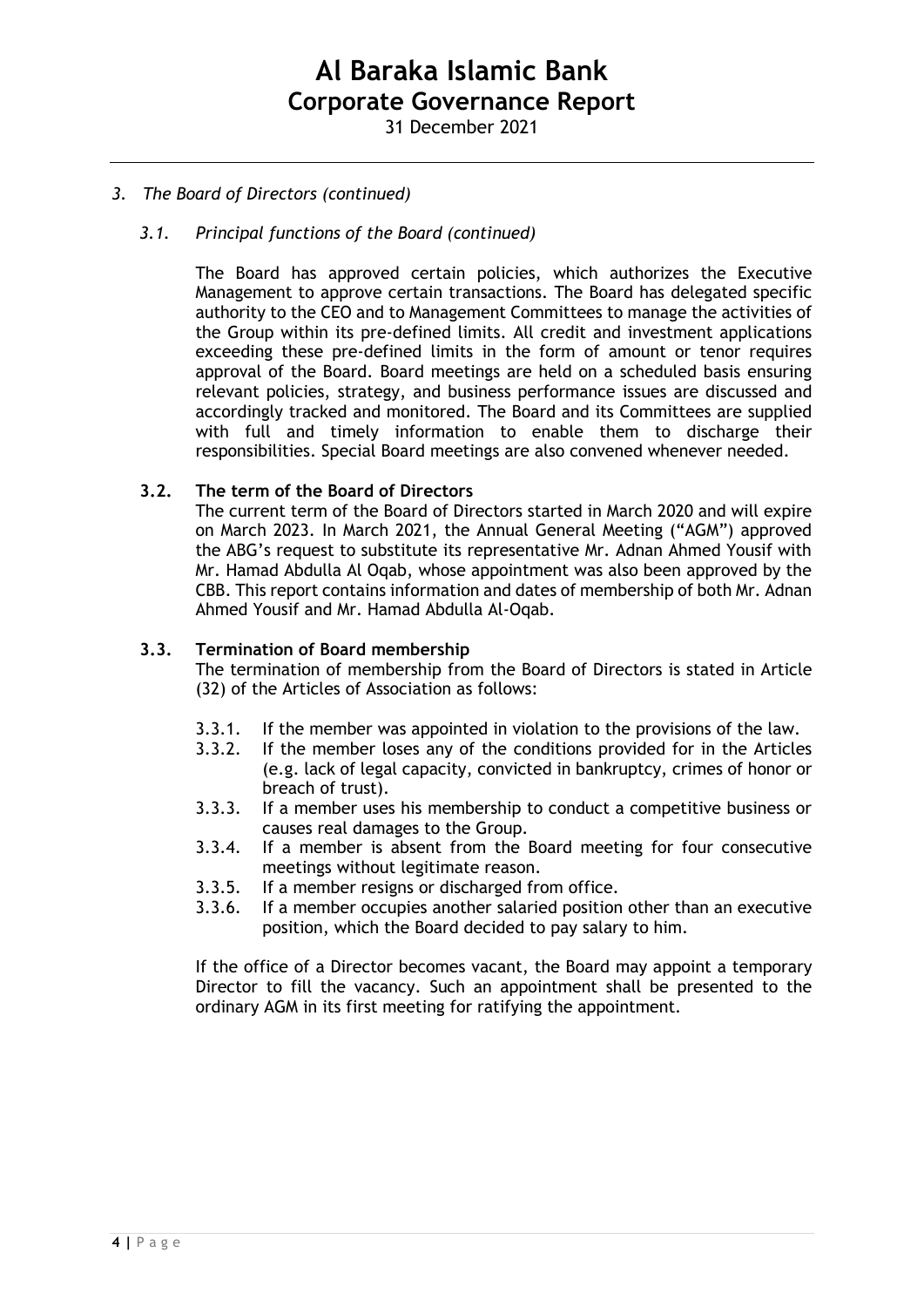*3. The Board of Directors (continued)*

*3.1. Principal functions of the Board (continued)*

The Board has approved certain policies, which authorizes the Executive Management to approve certain transactions. The Board has delegated specific authority to the CEO and to Management Committees to manage the activities of the Group within its pre-defined limits. All credit and investment applications exceeding these pre-defined limits in the form of amount or tenor requires approval of the Board. Board meetings are held on a scheduled basis ensuring relevant policies, strategy, and business performance issues are discussed and accordingly tracked and monitored. The Board and its Committees are supplied with full and timely information to enable them to discharge their responsibilities. Special Board meetings are also convened whenever needed.

**3.2. The term of the Board of Directors**

The current term of the Board of Directors started in March 2020 and will expire on March 2023. In March 2021, the Annual General Meeting ("AGM") approved the ABG's request to substitute its representative Mr. Adnan Ahmed Yousif with Mr. Hamad Abdulla Al Oqab, whose appointment was also been approved by the CBB. This report contains information and dates of membership of both Mr. Adnan Ahmed Yousif and Mr. Hamad Abdulla Al-Oqab.

**3.3. Termination of Board membership**

The termination of membership from the Board of Directors is stated in Article (32) of the Articles of Association as follows:

3.3.1. If the member was appointed in violation to the provisions of the law.

3.3.2. If the member loses any of the conditions provided for in the Articles (e.g. lack of legal capacity, convicted in bankruptcy, crimes of honor or breach of trust).

3.3.3. If a member uses his membership to conduct a competitive business or causes real damages to the Group.

3.3.4. If a member is absent from the Board meeting for four consecutive meetings without legitimate reason.

3.3.5. If a member resigns or discharged from office.

3.3.6. If a member occupies another salaried position other than an executive position, which the Board decided to pay salary to him.

If the office of a Director becomes vacant, the Board may appoint a temporary Director to fill the vacancy. Such an appointment shall be presented to the ordinary AGM in its first meeting for ratifying the appointment.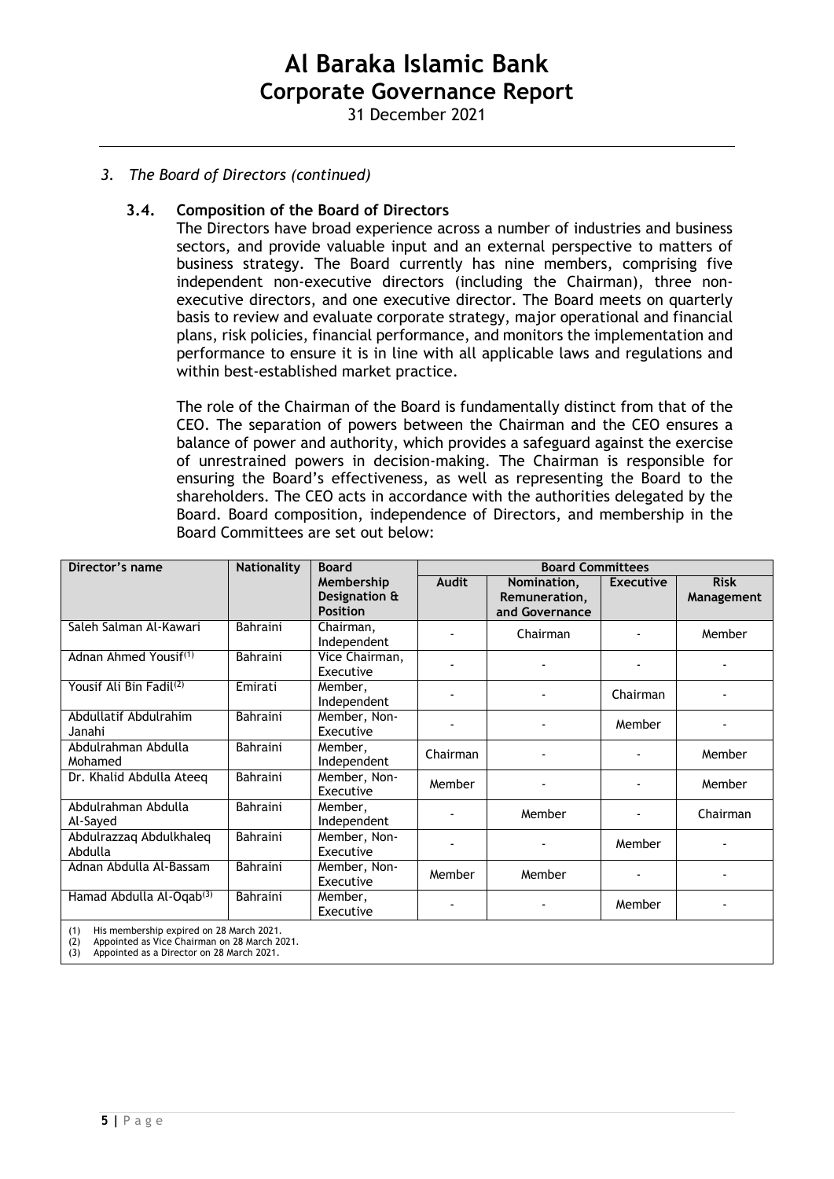*3. The Board of Directors (continued)*

### 3.4. Composition of the Board of Directors

The Directors have broad experience across a number of industries and business sectors, and provide valuable input and an external perspective to matters of business strategy. The Board currently has nine members, comprising five independent non-executive directors (including the Chairman), three non-executive directors, and one executive director. The Board meets on quarterly basis to review and evaluate corporate strategy, major operational and financial plans, risk policies, financial performance, and monitors the implementation and performance to ensure it is in line with all applicable laws and regulations and within best-established market practice.

The role of the Chairman of the Board is fundamentally distinct from that of the CEO. The separation of powers between the Chairman and the CEO ensures a balance of power and authority, which provides a safeguard against the exercise of unrestrained powers in decision-making. The Chairman is responsible for ensuring the Board's effectiveness, as well as representing the Board to the shareholders. The CEO acts in accordance with the authorities delegated by the Board. Board composition, independence of Directors, and membership in the Board Committees are set out below:

| Director's name | Nationality | Board Membership Designation & Position | Board Committees | | | |
|---|---|---|---|---|---|---|
| | | | Audit | Nomination, Remuneration, and Governance | Executive | Risk Management |
| Saleh Salman Al-Kawari | Bahraini | Chairman, Independent | - | Chairman | - | Member |
| Adnan Ahmed Yousif[(1)] | Bahraini | Vice Chairman, Executive | - | - | - | - |
| Yousif Ali Bin Fadil[(2)] | Emirati | Member, Independent | - | - | Chairman | - |
| Abdullatif Abdulrahim Janahi | Bahraini | Member, Non-Executive | - | - | Member | - |
| Abdulrahman Abdulla Mohamed | Bahraini | Member, Independent | Chairman | - | - | Member |
| Dr. Khalid Abdulla Ateeq | Bahraini | Member, Non-Executive | Member | - | - | Member |
| Abdulrahman Abdulla Al-Sayed | Bahraini | Member, Independent | - | Member | - | Chairman |
| Abdulrazzaq Abdulkhaleq Abdulla | Bahraini | Member, Non-Executive | - | - | Member | - |
| Adnan Abdulla Al-Bassam | Bahraini | Member, Non-Executive | Member | Member | - | - |
| Hamad Abdulla Al-Oqab[(3)] | Bahraini | Member, Executive | - | - | Member | - |

(1) His membership expired on 28 March 2021.
(2) Appointed as Vice Chairman on 28 March 2021.
(3) Appointed as a Director on 28 March 2021.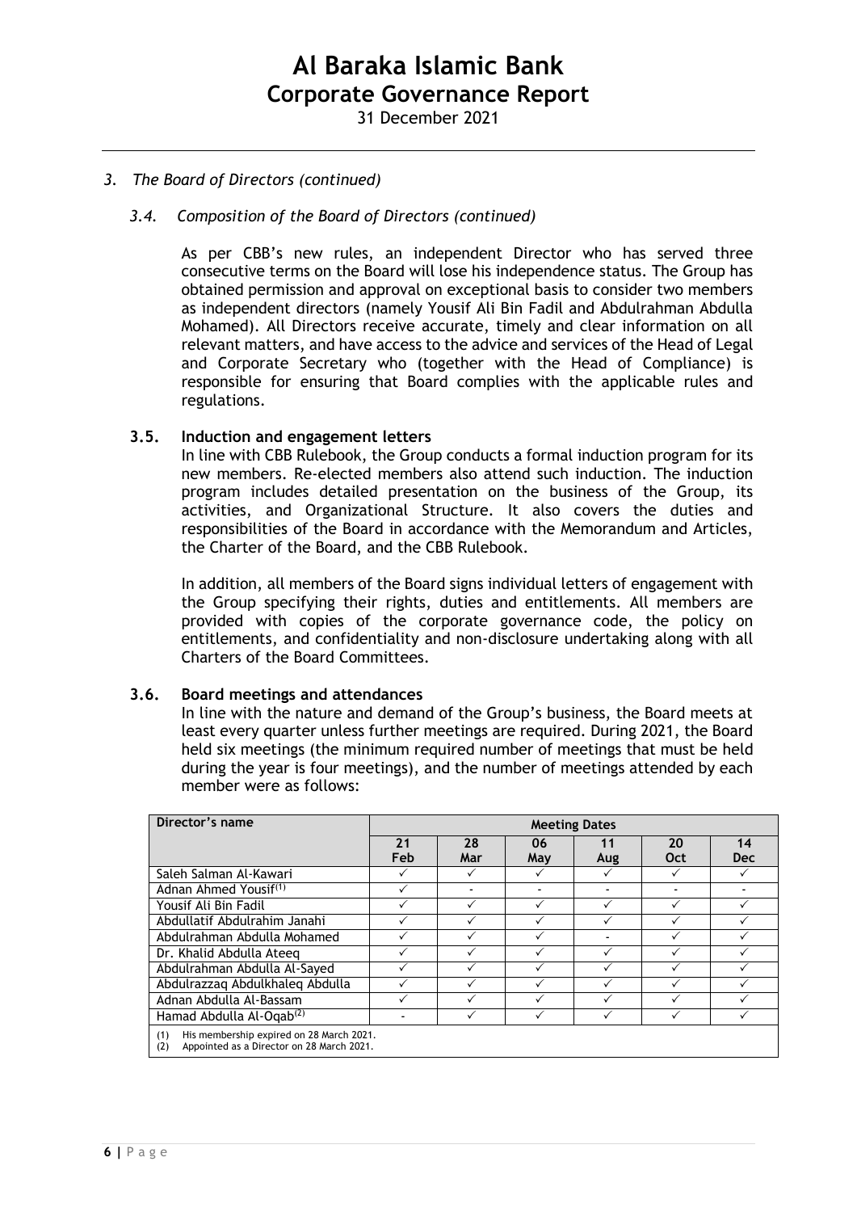## 3. The Board of Directors (continued)

### 3.4. Composition of the Board of Directors (continued)

As per CBB's new rules, an independent Director who has served three consecutive terms on the Board will lose his independence status. The Group has obtained permission and approval on exceptional basis to consider two members as independent directors (namely Yousif Ali Bin Fadil and Abdulrahman Abdulla Mohamed). All Directors receive accurate, timely and clear information on all relevant matters, and have access to the advice and services of the Head of Legal and Corporate Secretary who (together with the Head of Compliance) is responsible for ensuring that Board complies with the applicable rules and regulations.

### 3.5. Induction and engagement letters

In line with CBB Rulebook, the Group conducts a formal induction program for its new members. Re-elected members also attend such induction. The induction program includes detailed presentation on the business of the Group, its activities, and Organizational Structure. It also covers the duties and responsibilities of the Board in accordance with the Memorandum and Articles, the Charter of the Board, and the CBB Rulebook.

In addition, all members of the Board signs individual letters of engagement with the Group specifying their rights, duties and entitlements. All members are provided with copies of the corporate governance code, the policy on entitlements, and confidentiality and non-disclosure undertaking along with all Charters of the Board Committees.

### 3.6. Board meetings and attendances

In line with the nature and demand of the Group's business, the Board meets at least every quarter unless further meetings are required. During 2021, the Board held six meetings (the minimum required number of meetings that must be held during the year is four meetings), and the number of meetings attended by each member were as follows:

| Director's name | Meeting Dates | | | | | |
|---|---|---|---|---|---|---|
| | 21 Feb | 28 Mar | 06 May | 11 Aug | 20 Oct | 14 Dec |
| Saleh Salman Al-Kawari | ✓ | ✓ | ✓ | ✓ | ✓ | ✓ |
| Adnan Ahmed Yousif[(1)] | ✓ | - | - | - | - | - |
| Yousif Ali Bin Fadil | ✓ | ✓ | ✓ | ✓ | ✓ | ✓ |
| Abdullatif Abdulrahim Janahi | ✓ | ✓ | ✓ | ✓ | ✓ | ✓ |
| Abdulrahman Abdulla Mohamed | ✓ | ✓ | ✓ | - | ✓ | ✓ |
| Dr. Khalid Abdulla Ateeq | ✓ | ✓ | ✓ | ✓ | ✓ | ✓ |
| Abdulrahman Abdulla Al-Sayed | ✓ | ✓ | ✓ | ✓ | ✓ | ✓ |
| Abdulrazzaq Abdulkhaleq Abdulla | ✓ | ✓ | ✓ | ✓ | ✓ | ✓ |
| Adnan Abdulla Al-Bassam | ✓ | ✓ | ✓ | ✓ | ✓ | ✓ |
| Hamad Abdulla Al-Oqab[(2)] | - | ✓ | ✓ | ✓ | ✓ | ✓ |

(1) His membership expired on 28 March 2021.
(2) Appointed as a Director on 28 March 2021.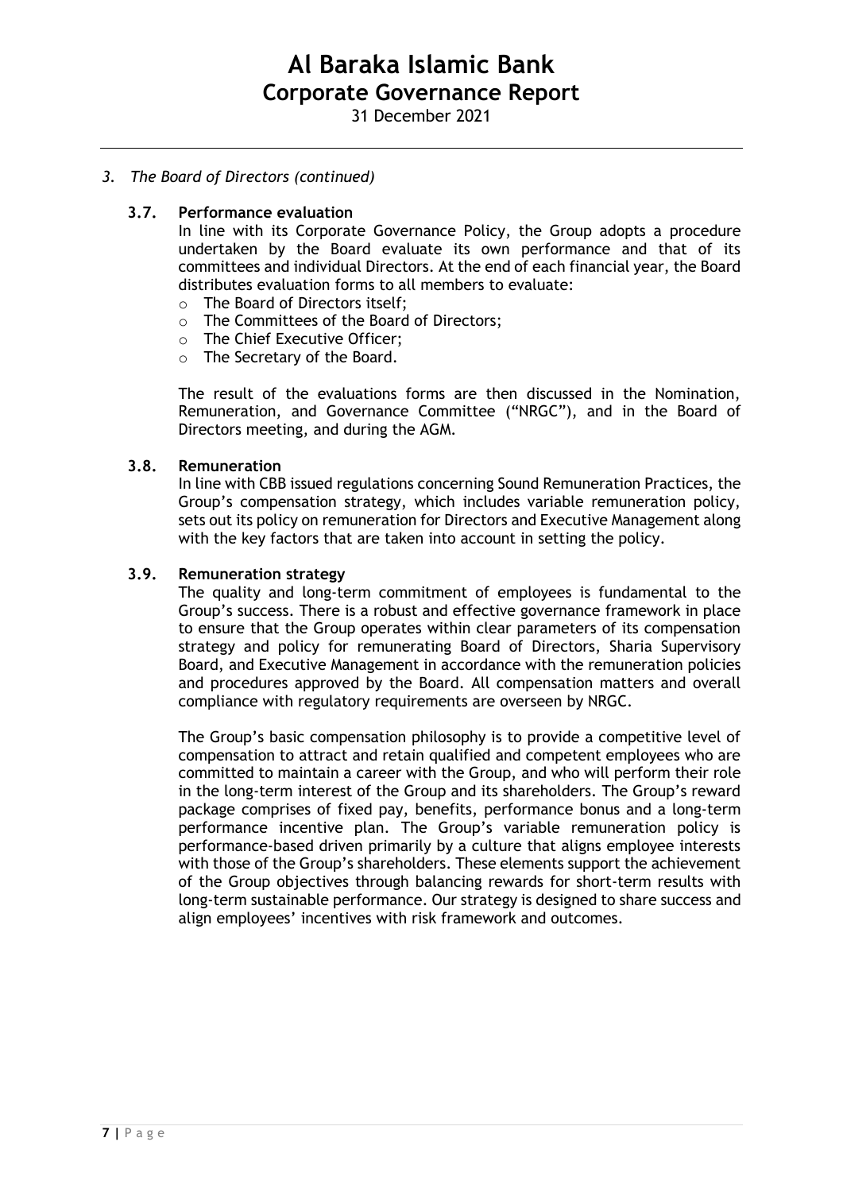*3. The Board of Directors (continued)*

### 3.7. Performance evaluation

In line with its Corporate Governance Policy, the Group adopts a procedure undertaken by the Board evaluate its own performance and that of its committees and individual Directors. At the end of each financial year, the Board distributes evaluation forms to all members to evaluate:

- The Board of Directors itself;
- The Committees of the Board of Directors;
- The Chief Executive Officer;
- The Secretary of the Board.

The result of the evaluations forms are then discussed in the Nomination, Remuneration, and Governance Committee ("NRGC"), and in the Board of Directors meeting, and during the AGM.

### 3.8. Remuneration

In line with CBB issued regulations concerning Sound Remuneration Practices, the Group's compensation strategy, which includes variable remuneration policy, sets out its policy on remuneration for Directors and Executive Management along with the key factors that are taken into account in setting the policy.

### 3.9. Remuneration strategy

The quality and long-term commitment of employees is fundamental to the Group's success. There is a robust and effective governance framework in place to ensure that the Group operates within clear parameters of its compensation strategy and policy for remunerating Board of Directors, Sharia Supervisory Board, and Executive Management in accordance with the remuneration policies and procedures approved by the Board. All compensation matters and overall compliance with regulatory requirements are overseen by NRGC.

The Group's basic compensation philosophy is to provide a competitive level of compensation to attract and retain qualified and competent employees who are committed to maintain a career with the Group, and who will perform their role in the long-term interest of the Group and its shareholders. The Group's reward package comprises of fixed pay, benefits, performance bonus and a long-term performance incentive plan. The Group's variable remuneration policy is performance-based driven primarily by a culture that aligns employee interests with those of the Group's shareholders. These elements support the achievement of the Group objectives through balancing rewards for short-term results with long-term sustainable performance. Our strategy is designed to share success and align employees' incentives with risk framework and outcomes.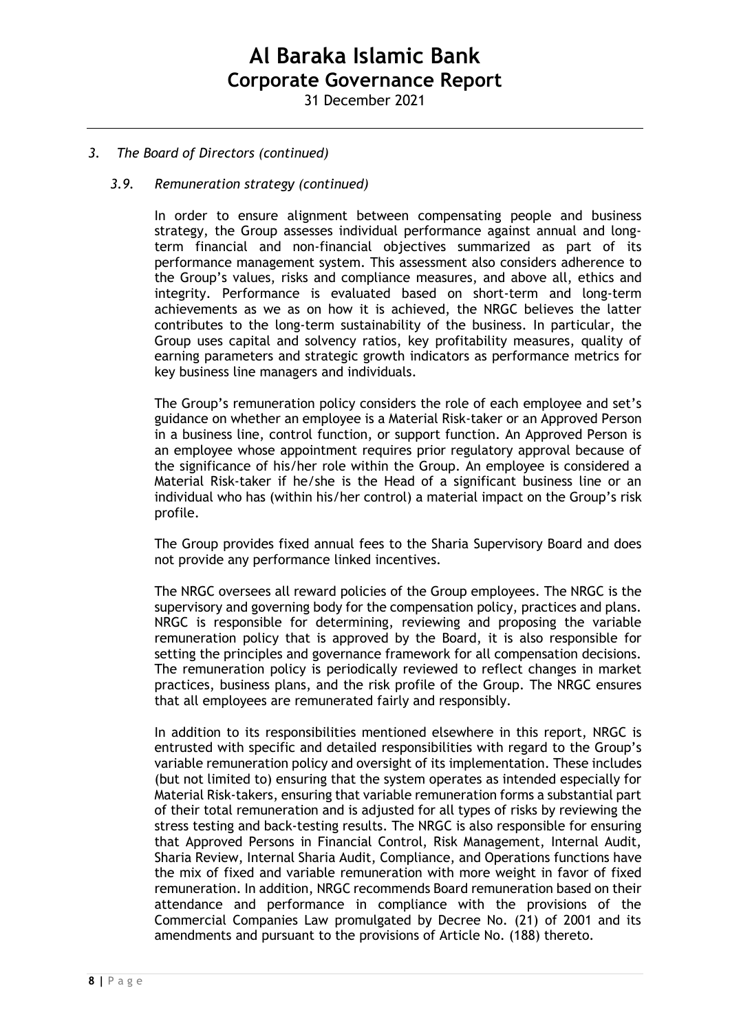*3. The Board of Directors (continued)*

*3.9. Remuneration strategy (continued)*

In order to ensure alignment between compensating people and business strategy, the Group assesses individual performance against annual and long-term financial and non-financial objectives summarized as part of its performance management system. This assessment also considers adherence to the Group's values, risks and compliance measures, and above all, ethics and integrity. Performance is evaluated based on short-term and long-term achievements as we as on how it is achieved, the NRGC believes the latter contributes to the long-term sustainability of the business. In particular, the Group uses capital and solvency ratios, key profitability measures, quality of earning parameters and strategic growth indicators as performance metrics for key business line managers and individuals.

The Group's remuneration policy considers the role of each employee and set's guidance on whether an employee is a Material Risk-taker or an Approved Person in a business line, control function, or support function. An Approved Person is an employee whose appointment requires prior regulatory approval because of the significance of his/her role within the Group. An employee is considered a Material Risk-taker if he/she is the Head of a significant business line or an individual who has (within his/her control) a material impact on the Group's risk profile.

The Group provides fixed annual fees to the Sharia Supervisory Board and does not provide any performance linked incentives.

The NRGC oversees all reward policies of the Group employees. The NRGC is the supervisory and governing body for the compensation policy, practices and plans. NRGC is responsible for determining, reviewing and proposing the variable remuneration policy that is approved by the Board, it is also responsible for setting the principles and governance framework for all compensation decisions. The remuneration policy is periodically reviewed to reflect changes in market practices, business plans, and the risk profile of the Group. The NRGC ensures that all employees are remunerated fairly and responsibly.

In addition to its responsibilities mentioned elsewhere in this report, NRGC is entrusted with specific and detailed responsibilities with regard to the Group's variable remuneration policy and oversight of its implementation. These includes (but not limited to) ensuring that the system operates as intended especially for Material Risk-takers, ensuring that variable remuneration forms a substantial part of their total remuneration and is adjusted for all types of risks by reviewing the stress testing and back-testing results. The NRGC is also responsible for ensuring that Approved Persons in Financial Control, Risk Management, Internal Audit, Sharia Review, Internal Sharia Audit, Compliance, and Operations functions have the mix of fixed and variable remuneration with more weight in favor of fixed remuneration. In addition, NRGC recommends Board remuneration based on their attendance and performance in compliance with the provisions of the Commercial Companies Law promulgated by Decree No. (21) of 2001 and its amendments and pursuant to the provisions of Article No. (188) thereto.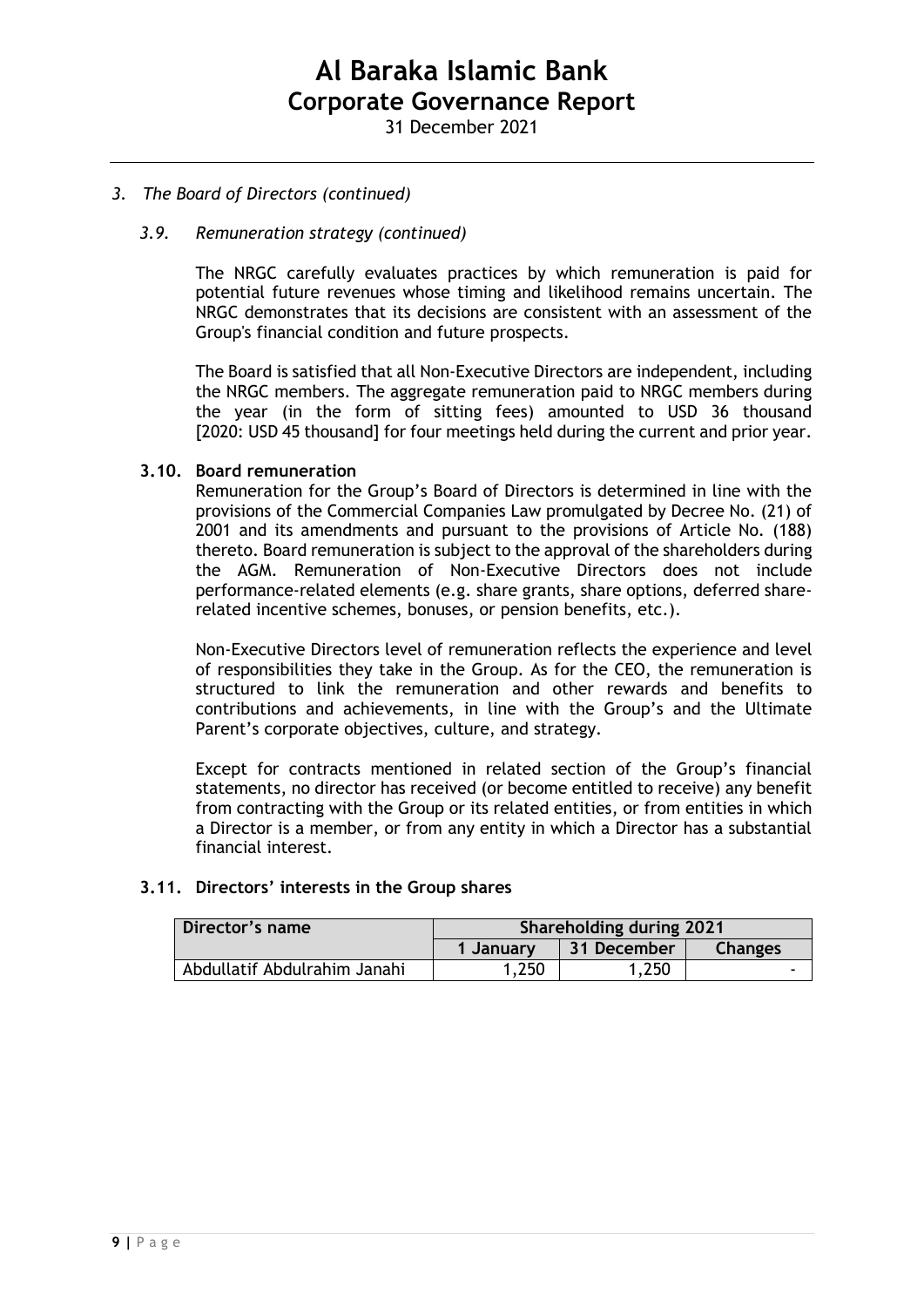## 3. The Board of Directors (continued)

### 3.9. Remuneration strategy (continued)

The NRGC carefully evaluates practices by which remuneration is paid for potential future revenues whose timing and likelihood remains uncertain. The NRGC demonstrates that its decisions are consistent with an assessment of the Group's financial condition and future prospects.

The Board is satisfied that all Non-Executive Directors are independent, including the NRGC members. The aggregate remuneration paid to NRGC members during the year (in the form of sitting fees) amounted to USD 36 thousand [2020: USD 45 thousand] for four meetings held during the current and prior year.

### 3.10. Board remuneration

Remuneration for the Group's Board of Directors is determined in line with the provisions of the Commercial Companies Law promulgated by Decree No. (21) of 2001 and its amendments and pursuant to the provisions of Article No. (188) thereto. Board remuneration is subject to the approval of the shareholders during the AGM. Remuneration of Non-Executive Directors does not include performance-related elements (e.g. share grants, share options, deferred share-related incentive schemes, bonuses, or pension benefits, etc.).

Non-Executive Directors level of remuneration reflects the experience and level of responsibilities they take in the Group. As for the CEO, the remuneration is structured to link the remuneration and other rewards and benefits to contributions and achievements, in line with the Group's and the Ultimate Parent's corporate objectives, culture, and strategy.

Except for contracts mentioned in related section of the Group's financial statements, no director has received (or become entitled to receive) any benefit from contracting with the Group or its related entities, or from entities in which a Director is a member, or from any entity in which a Director has a substantial financial interest.

### 3.11. Directors' interests in the Group shares

| Director's name | Shareholding during 2021 | | |
|---|---|---|---|
| | 1 January | 31 December | Changes |
| Abdullatif Abdulrahim Janahi | 1,250 | 1,250 | - |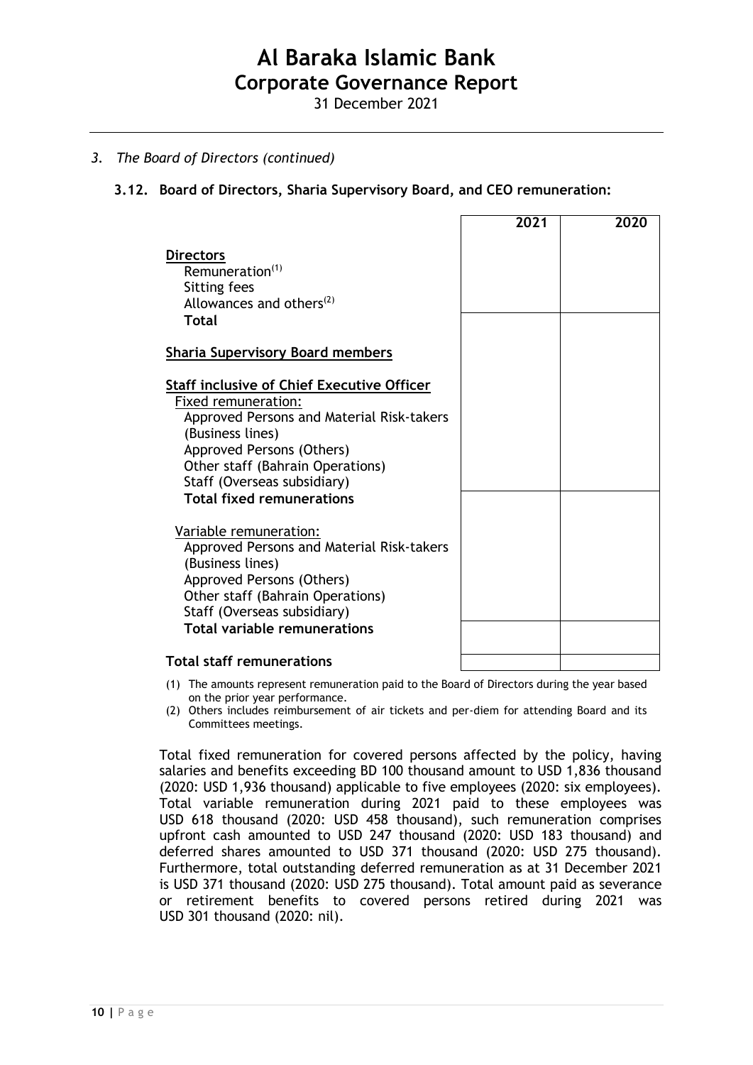*3. The Board of Directors (continued)*

### 3.12. Board of Directors, Sharia Supervisory Board, and CEO remuneration:

| | 2021 | 2020 |
|---|---|---|
| **Directors** | | |
| Remuneration[(1)] | | |
| Sitting fees | | |
| Allowances and others[(2)] | | |
| **Total** | | |
| **Sharia Supervisory Board members** | | |
| **Staff inclusive of Chief Executive Officer** | | |
| Fixed remuneration: | | |
| Approved Persons and Material Risk-takers (Business lines) | | |
| Approved Persons (Others) | | |
| Other staff (Bahrain Operations) | | |
| Staff (Overseas subsidiary) | | |
| **Total fixed remunerations** | | |
| Variable remuneration: | | |
| Approved Persons and Material Risk-takers (Business lines) | | |
| Approved Persons (Others) | | |
| Other staff (Bahrain Operations) | | |
| Staff (Overseas subsidiary) | | |
| **Total variable remunerations** | | |
| **Total staff remunerations** | | |

(1) The amounts represent remuneration paid to the Board of Directors during the year based on the prior year performance.

(2) Others includes reimbursement of air tickets and per-diem for attending Board and its Committees meetings.

Total fixed remuneration for covered persons affected by the policy, having salaries and benefits exceeding BD 100 thousand amount to USD 1,836 thousand (2020: USD 1,936 thousand) applicable to five employees (2020: six employees). Total variable remuneration during 2021 paid to these employees was USD 618 thousand (2020: USD 458 thousand), such remuneration comprises upfront cash amounted to USD 247 thousand (2020: USD 183 thousand) and deferred shares amounted to USD 371 thousand (2020: USD 275 thousand). Furthermore, total outstanding deferred remuneration as at 31 December 2021 is USD 371 thousand (2020: USD 275 thousand). Total amount paid as severance or retirement benefits to covered persons retired during 2021 was USD 301 thousand (2020: nil).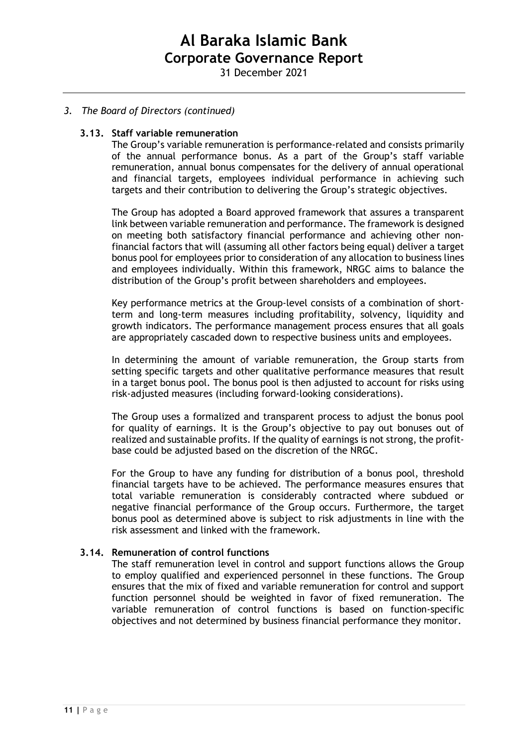*3. The Board of Directors (continued)*

### 3.13. Staff variable remuneration

The Group's variable remuneration is performance-related and consists primarily of the annual performance bonus. As a part of the Group's staff variable remuneration, annual bonus compensates for the delivery of annual operational and financial targets, employees individual performance in achieving such targets and their contribution to delivering the Group's strategic objectives.

The Group has adopted a Board approved framework that assures a transparent link between variable remuneration and performance. The framework is designed on meeting both satisfactory financial performance and achieving other non-financial factors that will (assuming all other factors being equal) deliver a target bonus pool for employees prior to consideration of any allocation to business lines and employees individually. Within this framework, NRGC aims to balance the distribution of the Group's profit between shareholders and employees.

Key performance metrics at the Group-level consists of a combination of short-term and long-term measures including profitability, solvency, liquidity and growth indicators. The performance management process ensures that all goals are appropriately cascaded down to respective business units and employees.

In determining the amount of variable remuneration, the Group starts from setting specific targets and other qualitative performance measures that result in a target bonus pool. The bonus pool is then adjusted to account for risks using risk-adjusted measures (including forward-looking considerations).

The Group uses a formalized and transparent process to adjust the bonus pool for quality of earnings. It is the Group's objective to pay out bonuses out of realized and sustainable profits. If the quality of earnings is not strong, the profit-base could be adjusted based on the discretion of the NRGC.

For the Group to have any funding for distribution of a bonus pool, threshold financial targets have to be achieved. The performance measures ensures that total variable remuneration is considerably contracted where subdued or negative financial performance of the Group occurs. Furthermore, the target bonus pool as determined above is subject to risk adjustments in line with the risk assessment and linked with the framework.

### 3.14. Remuneration of control functions

The staff remuneration level in control and support functions allows the Group to employ qualified and experienced personnel in these functions. The Group ensures that the mix of fixed and variable remuneration for control and support function personnel should be weighted in favor of fixed remuneration. The variable remuneration of control functions is based on function-specific objectives and not determined by business financial performance they monitor.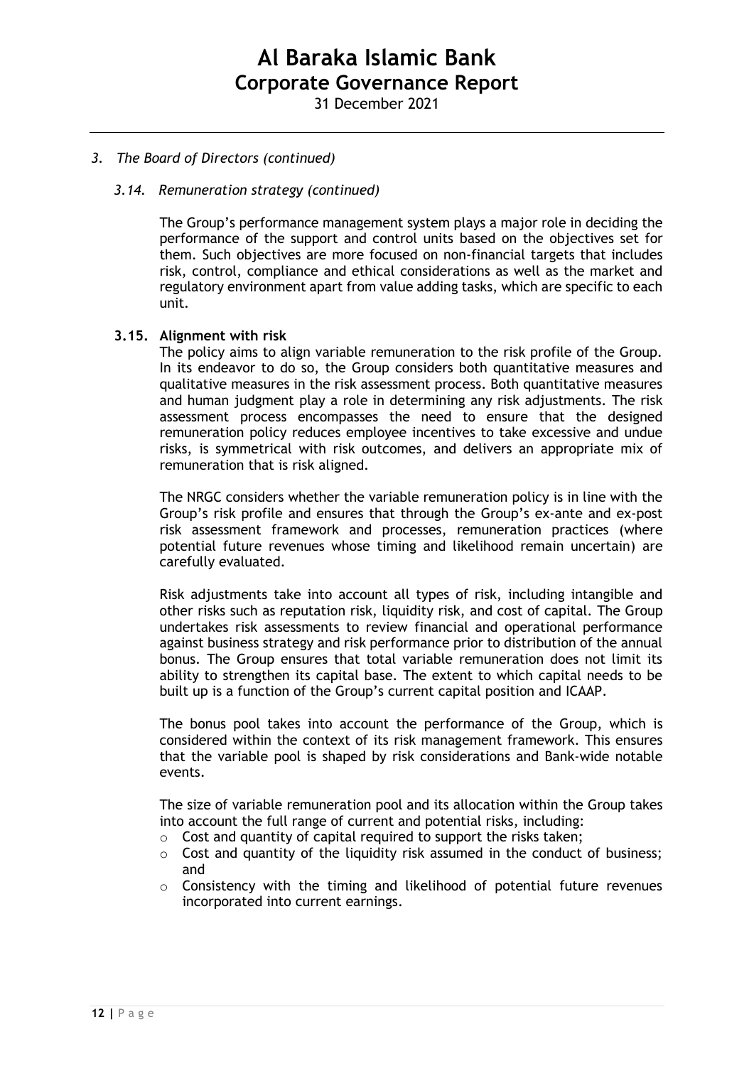*3. The Board of Directors (continued)*

*3.14. Remuneration strategy (continued)*

The Group's performance management system plays a major role in deciding the performance of the support and control units based on the objectives set for them. Such objectives are more focused on non-financial targets that includes risk, control, compliance and ethical considerations as well as the market and regulatory environment apart from value adding tasks, which are specific to each unit.

**3.15. Alignment with risk**

The policy aims to align variable remuneration to the risk profile of the Group. In its endeavor to do so, the Group considers both quantitative measures and qualitative measures in the risk assessment process. Both quantitative measures and human judgment play a role in determining any risk adjustments. The risk assessment process encompasses the need to ensure that the designed remuneration policy reduces employee incentives to take excessive and undue risks, is symmetrical with risk outcomes, and delivers an appropriate mix of remuneration that is risk aligned.

The NRGC considers whether the variable remuneration policy is in line with the Group's risk profile and ensures that through the Group's ex-ante and ex-post risk assessment framework and processes, remuneration practices (where potential future revenues whose timing and likelihood remain uncertain) are carefully evaluated.

Risk adjustments take into account all types of risk, including intangible and other risks such as reputation risk, liquidity risk, and cost of capital. The Group undertakes risk assessments to review financial and operational performance against business strategy and risk performance prior to distribution of the annual bonus. The Group ensures that total variable remuneration does not limit its ability to strengthen its capital base. The extent to which capital needs to be built up is a function of the Group's current capital position and ICAAP.

The bonus pool takes into account the performance of the Group, which is considered within the context of its risk management framework. This ensures that the variable pool is shaped by risk considerations and Bank-wide notable events.

The size of variable remuneration pool and its allocation within the Group takes into account the full range of current and potential risks, including:

- Cost and quantity of capital required to support the risks taken;
- Cost and quantity of the liquidity risk assumed in the conduct of business; and
- Consistency with the timing and likelihood of potential future revenues incorporated into current earnings.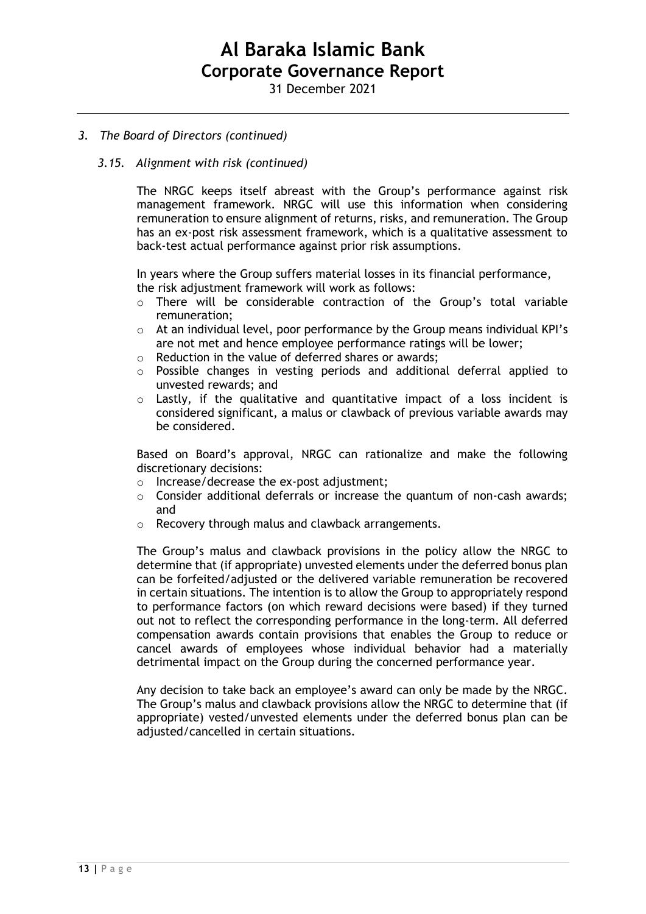### 3. *The Board of Directors (continued)*

#### *3.15. Alignment with risk (continued)*

The NRGC keeps itself abreast with the Group's performance against risk management framework. NRGC will use this information when considering remuneration to ensure alignment of returns, risks, and remuneration. The Group has an ex-post risk assessment framework, which is a qualitative assessment to back-test actual performance against prior risk assumptions.

In years where the Group suffers material losses in its financial performance, the risk adjustment framework will work as follows:

- There will be considerable contraction of the Group's total variable remuneration;
- At an individual level, poor performance by the Group means individual KPI's are not met and hence employee performance ratings will be lower;
- Reduction in the value of deferred shares or awards;
- Possible changes in vesting periods and additional deferral applied to unvested rewards; and
- Lastly, if the qualitative and quantitative impact of a loss incident is considered significant, a malus or clawback of previous variable awards may be considered.

Based on Board's approval, NRGC can rationalize and make the following discretionary decisions:

- Increase/decrease the ex-post adjustment;
- Consider additional deferrals or increase the quantum of non-cash awards; and
- Recovery through malus and clawback arrangements.

The Group's malus and clawback provisions in the policy allow the NRGC to determine that (if appropriate) unvested elements under the deferred bonus plan can be forfeited/adjusted or the delivered variable remuneration be recovered in certain situations. The intention is to allow the Group to appropriately respond to performance factors (on which reward decisions were based) if they turned out not to reflect the corresponding performance in the long-term. All deferred compensation awards contain provisions that enables the Group to reduce or cancel awards of employees whose individual behavior had a materially detrimental impact on the Group during the concerned performance year.

Any decision to take back an employee's award can only be made by the NRGC. The Group's malus and clawback provisions allow the NRGC to determine that (if appropriate) vested/unvested elements under the deferred bonus plan can be adjusted/cancelled in certain situations.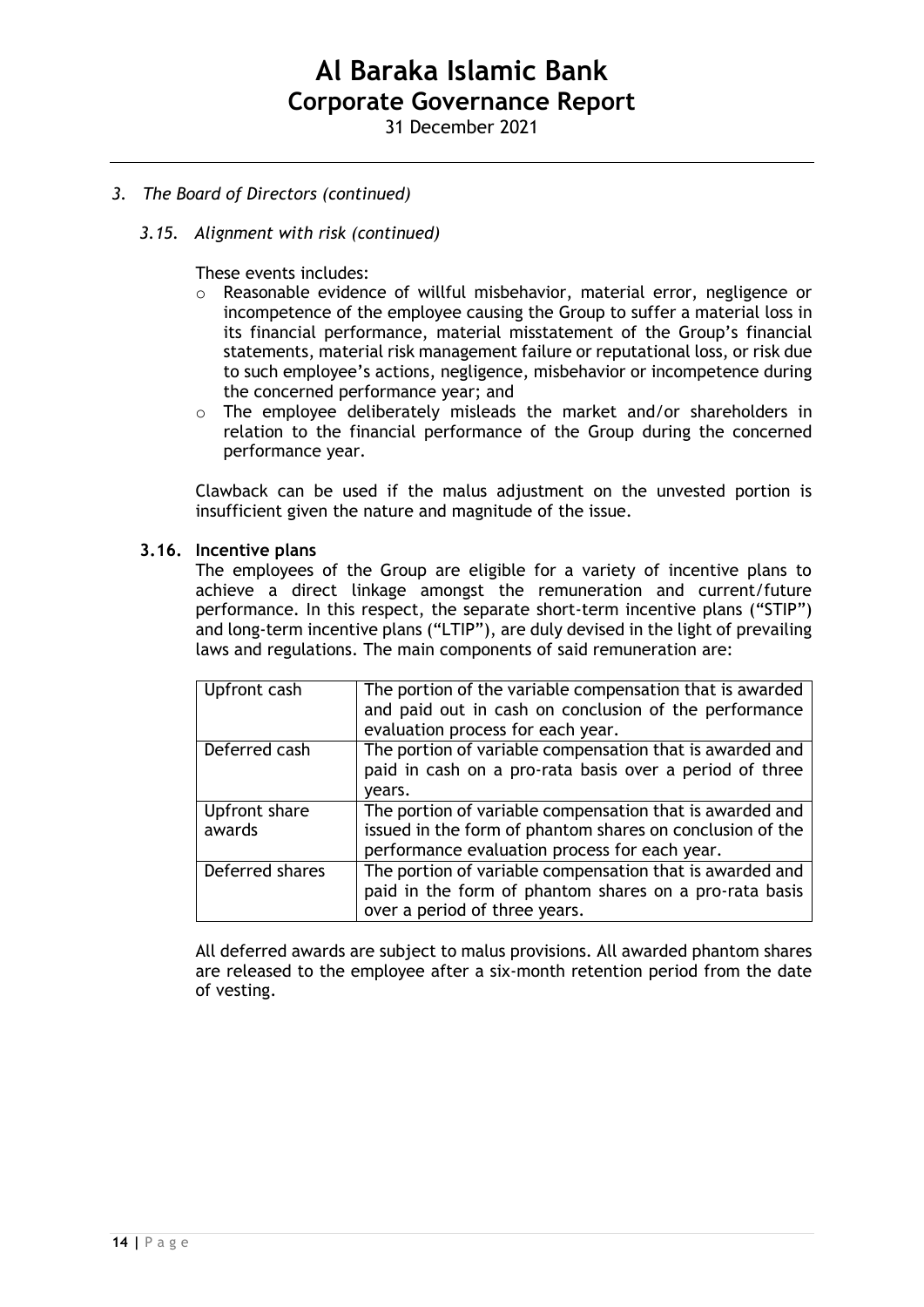## *3. The Board of Directors (continued)*

### *3.15. Alignment with risk (continued)*

These events includes:

- Reasonable evidence of willful misbehavior, material error, negligence or incompetence of the employee causing the Group to suffer a material loss in its financial performance, material misstatement of the Group's financial statements, material risk management failure or reputational loss, or risk due to such employee's actions, negligence, misbehavior or incompetence during the concerned performance year; and
- The employee deliberately misleads the market and/or shareholders in relation to the financial performance of the Group during the concerned performance year.

Clawback can be used if the malus adjustment on the unvested portion is insufficient given the nature and magnitude of the issue.

### 3.16. Incentive plans

The employees of the Group are eligible for a variety of incentive plans to achieve a direct linkage amongst the remuneration and current/future performance. In this respect, the separate short-term incentive plans ("STIP") and long-term incentive plans ("LTIP"), are duly devised in the light of prevailing laws and regulations. The main components of said remuneration are:

| Component | Description |
|---|---|
| Upfront cash | The portion of the variable compensation that is awarded and paid out in cash on conclusion of the performance evaluation process for each year. |
| Deferred cash | The portion of variable compensation that is awarded and paid in cash on a pro-rata basis over a period of three years. |
| Upfront share awards | The portion of variable compensation that is awarded and issued in the form of phantom shares on conclusion of the performance evaluation process for each year. |
| Deferred shares | The portion of variable compensation that is awarded and paid in the form of phantom shares on a pro-rata basis over a period of three years. |

All deferred awards are subject to malus provisions. All awarded phantom shares are released to the employee after a six-month retention period from the date of vesting.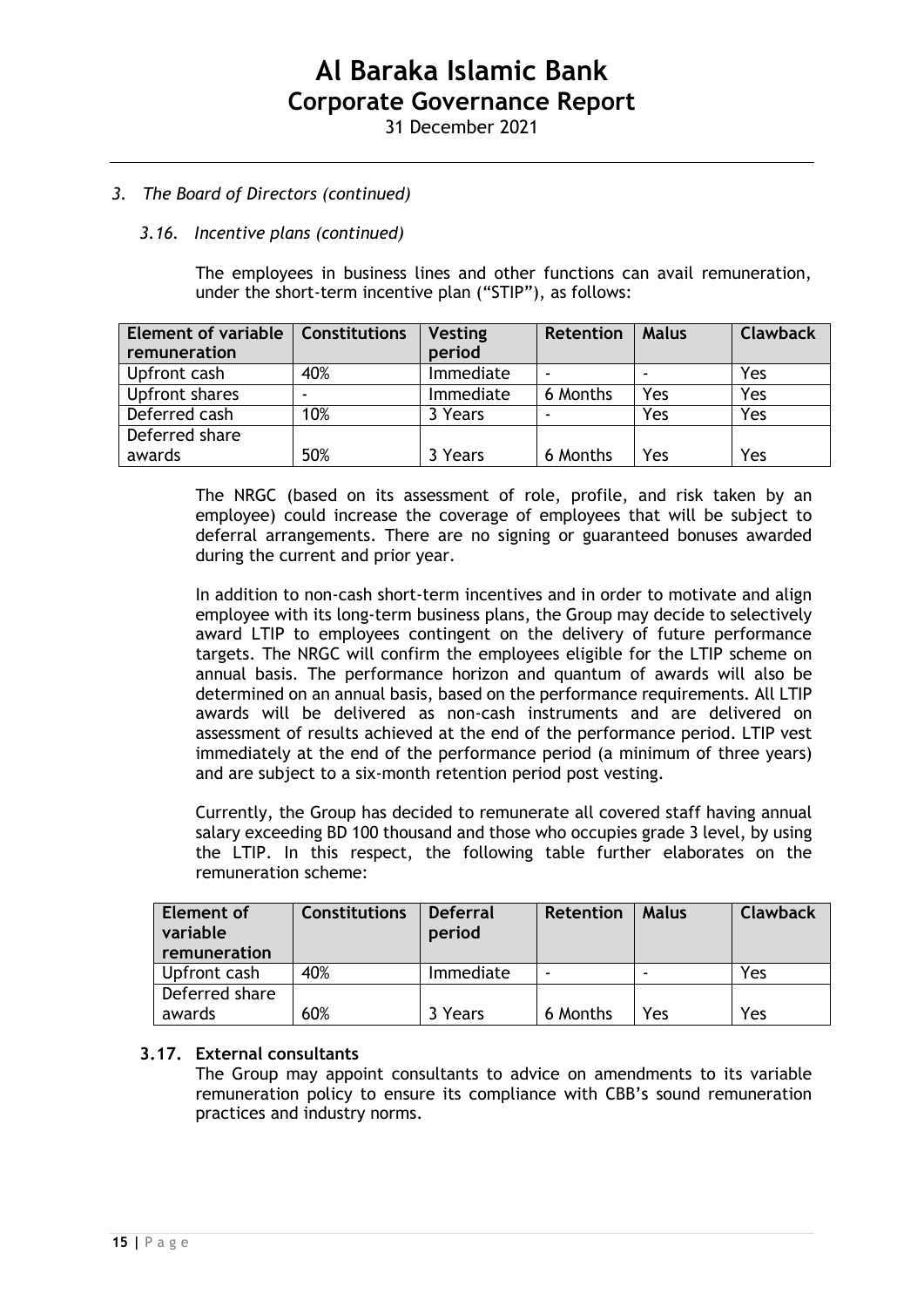*3. The Board of Directors (continued)*

*3.16. Incentive plans (continued)*

The employees in business lines and other functions can avail remuneration, under the short-term incentive plan ("STIP"), as follows:

| Element of variable remuneration | Constitutions | Vesting period | Retention | Malus | Clawback |
|---|---|---|---|---|---|
| Upfront cash | 40% | Immediate | - | - | Yes |
| Upfront shares | - | Immediate | 6 Months | Yes | Yes |
| Deferred cash | 10% | 3 Years | - | Yes | Yes |
| Deferred share awards | 50% | 3 Years | 6 Months | Yes | Yes |

The NRGC (based on its assessment of role, profile, and risk taken by an employee) could increase the coverage of employees that will be subject to deferral arrangements. There are no signing or guaranteed bonuses awarded during the current and prior year.

In addition to non-cash short-term incentives and in order to motivate and align employee with its long-term business plans, the Group may decide to selectively award LTIP to employees contingent on the delivery of future performance targets. The NRGC will confirm the employees eligible for the LTIP scheme on annual basis. The performance horizon and quantum of awards will also be determined on an annual basis, based on the performance requirements. All LTIP awards will be delivered as non-cash instruments and are delivered on assessment of results achieved at the end of the performance period. LTIP vest immediately at the end of the performance period (a minimum of three years) and are subject to a six-month retention period post vesting.

Currently, the Group has decided to remunerate all covered staff having annual salary exceeding BD 100 thousand and those who occupies grade 3 level, by using the LTIP. In this respect, the following table further elaborates on the remuneration scheme:

| Element of variable remuneration | Constitutions | Deferral period | Retention | Malus | Clawback |
|---|---|---|---|---|---|
| Upfront cash | 40% | Immediate | - | - | Yes |
| Deferred share awards | 60% | 3 Years | 6 Months | Yes | Yes |

### 3.17. External consultants

The Group may appoint consultants to advice on amendments to its variable remuneration policy to ensure its compliance with CBB's sound remuneration practices and industry norms.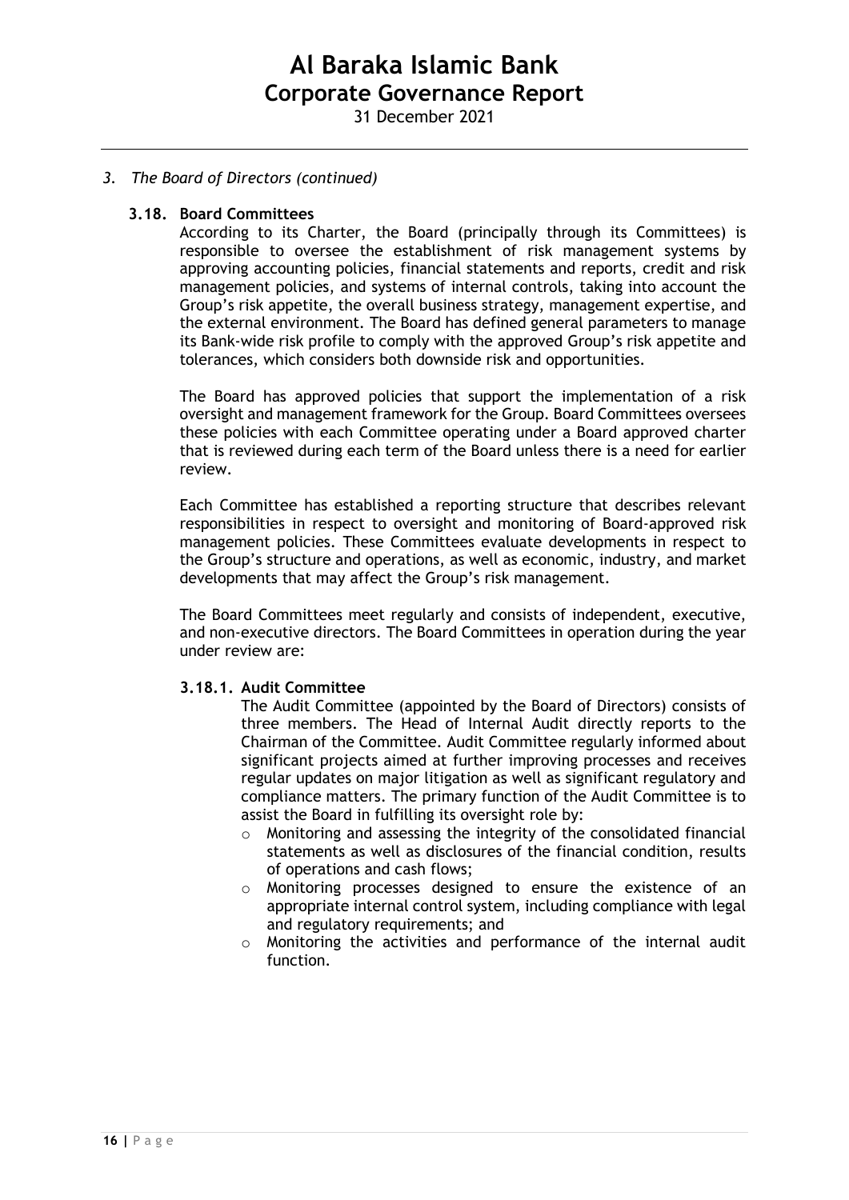*3. The Board of Directors (continued)*

### 3.18. Board Committees

According to its Charter, the Board (principally through its Committees) is responsible to oversee the establishment of risk management systems by approving accounting policies, financial statements and reports, credit and risk management policies, and systems of internal controls, taking into account the Group's risk appetite, the overall business strategy, management expertise, and the external environment. The Board has defined general parameters to manage its Bank-wide risk profile to comply with the approved Group's risk appetite and tolerances, which considers both downside risk and opportunities.

The Board has approved policies that support the implementation of a risk oversight and management framework for the Group. Board Committees oversees these policies with each Committee operating under a Board approved charter that is reviewed during each term of the Board unless there is a need for earlier review.

Each Committee has established a reporting structure that describes relevant responsibilities in respect to oversight and monitoring of Board-approved risk management policies. These Committees evaluate developments in respect to the Group's structure and operations, as well as economic, industry, and market developments that may affect the Group's risk management.

The Board Committees meet regularly and consists of independent, executive, and non-executive directors. The Board Committees in operation during the year under review are:

#### 3.18.1. Audit Committee

The Audit Committee (appointed by the Board of Directors) consists of three members. The Head of Internal Audit directly reports to the Chairman of the Committee. Audit Committee regularly informed about significant projects aimed at further improving processes and receives regular updates on major litigation as well as significant regulatory and compliance matters. The primary function of the Audit Committee is to assist the Board in fulfilling its oversight role by:

- Monitoring and assessing the integrity of the consolidated financial statements as well as disclosures of the financial condition, results of operations and cash flows;
- Monitoring processes designed to ensure the existence of an appropriate internal control system, including compliance with legal and regulatory requirements; and
- Monitoring the activities and performance of the internal audit function.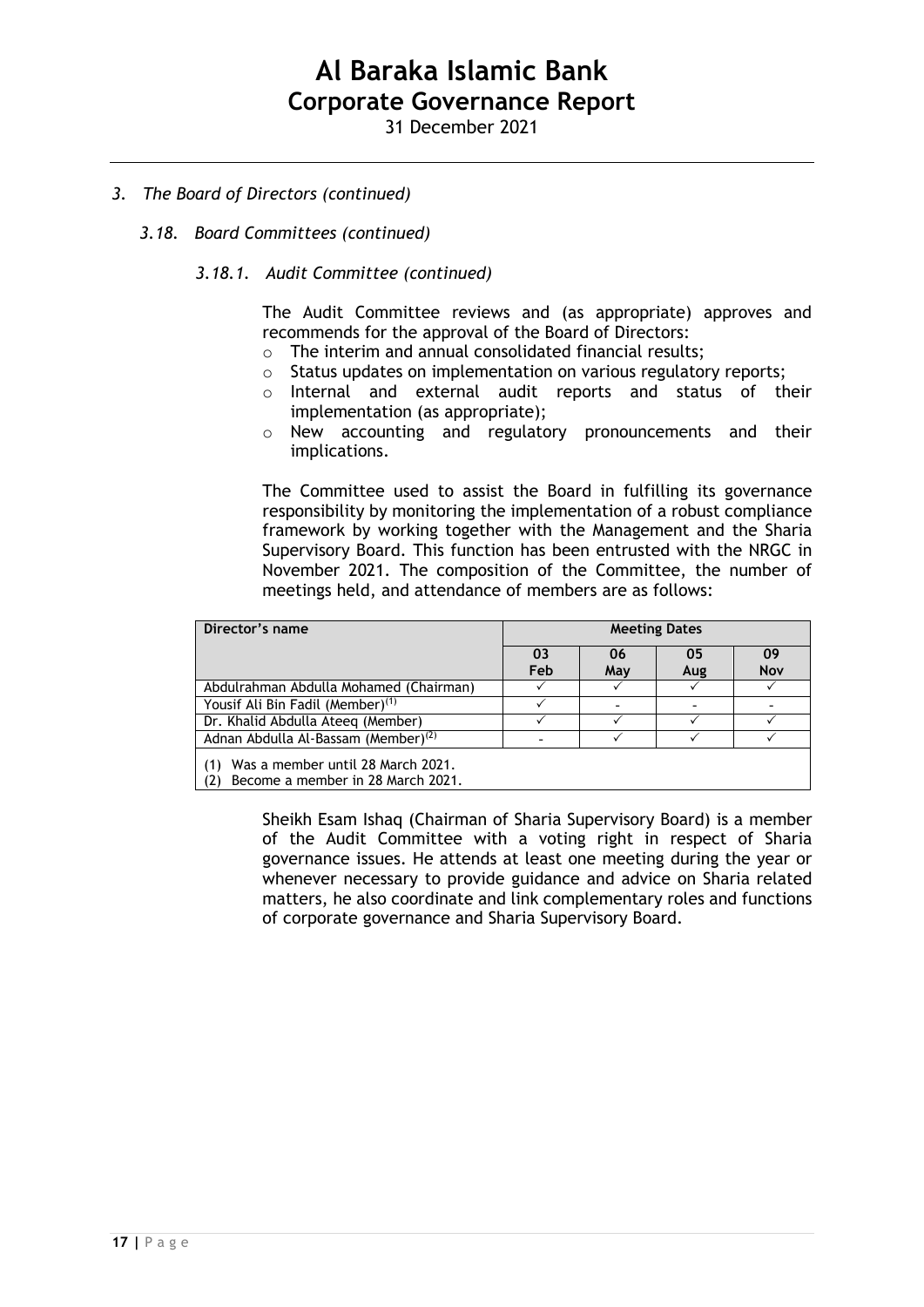*3. The Board of Directors (continued)*

*3.18. Board Committees (continued)*

*3.18.1. Audit Committee (continued)*

The Audit Committee reviews and (as appropriate) approves and recommends for the approval of the Board of Directors:

- The interim and annual consolidated financial results;
- Status updates on implementation on various regulatory reports;
- Internal and external audit reports and status of their implementation (as appropriate);
- New accounting and regulatory pronouncements and their implications.

The Committee used to assist the Board in fulfilling its governance responsibility by monitoring the implementation of a robust compliance framework by working together with the Management and the Sharia Supervisory Board. This function has been entrusted with the NRGC in November 2021. The composition of the Committee, the number of meetings held, and attendance of members are as follows:

| Director's name | Meeting Dates | | | |
|---|---|---|---|---|
| | 03 Feb | 06 May | 05 Aug | 09 Nov |
| Abdulrahman Abdulla Mohamed (Chairman) | ✓ | ✓ | ✓ | ✓ |
| Yousif Ali Bin Fadil (Member)(1) | ✓ | - | - | - |
| Dr. Khalid Abdulla Ateeq (Member) | ✓ | ✓ | ✓ | ✓ |
| Adnan Abdulla Al-Bassam (Member)(2) | - | ✓ | ✓ | ✓ |

(1) Was a member until 28 March 2021.
(2) Become a member in 28 March 2021.

Sheikh Esam Ishaq (Chairman of Sharia Supervisory Board) is a member of the Audit Committee with a voting right in respect of Sharia governance issues. He attends at least one meeting during the year or whenever necessary to provide guidance and advice on Sharia related matters, he also coordinate and link complementary roles and functions of corporate governance and Sharia Supervisory Board.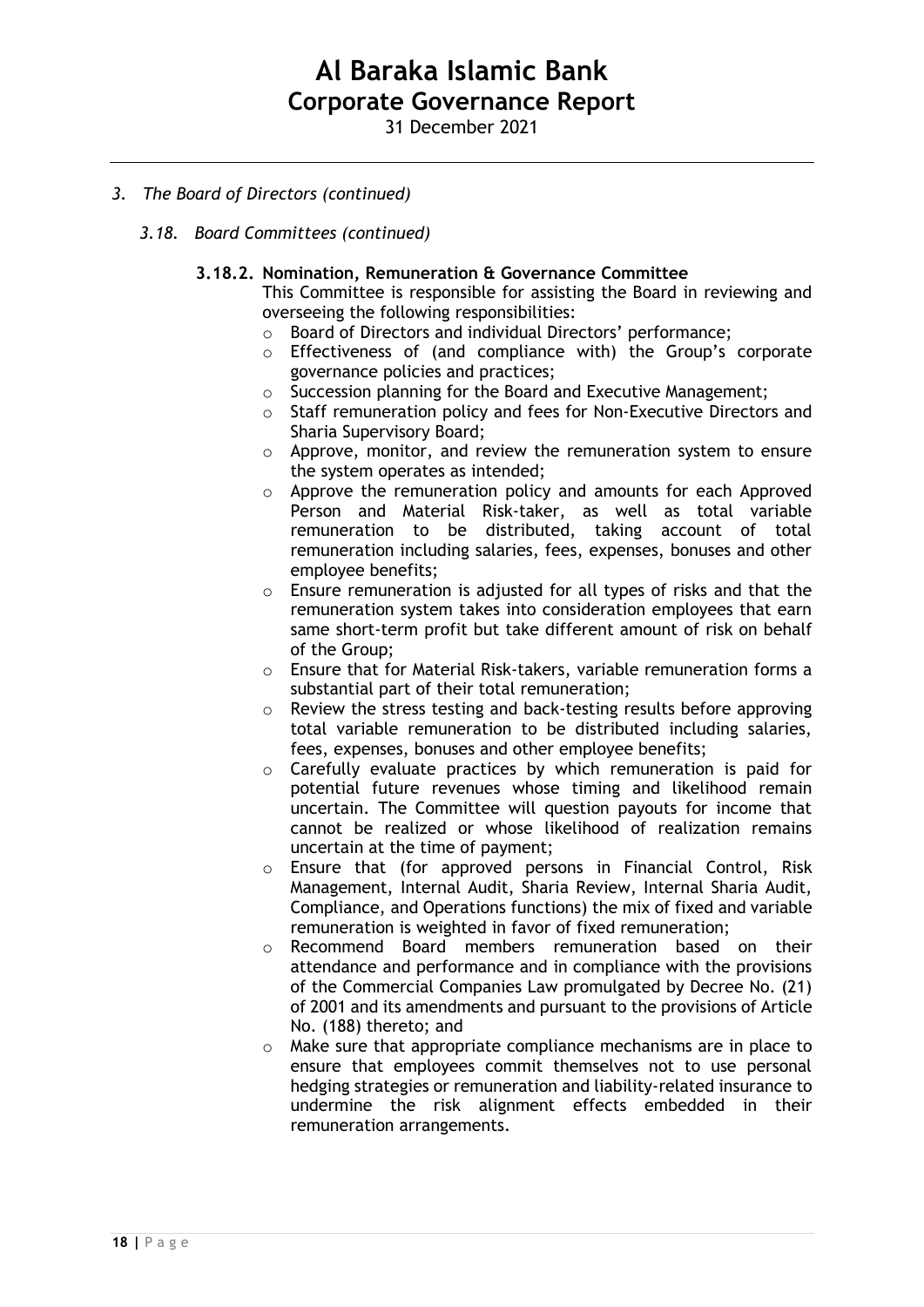*3. The Board of Directors (continued)*

*3.18. Board Committees (continued)*

**3.18.2. Nomination, Remuneration & Governance Committee**

This Committee is responsible for assisting the Board in reviewing and overseeing the following responsibilities:

- Board of Directors and individual Directors' performance;
- Effectiveness of (and compliance with) the Group's corporate governance policies and practices;
- Succession planning for the Board and Executive Management;
- Staff remuneration policy and fees for Non-Executive Directors and Sharia Supervisory Board;
- Approve, monitor, and review the remuneration system to ensure the system operates as intended;
- Approve the remuneration policy and amounts for each Approved Person and Material Risk-taker, as well as total variable remuneration to be distributed, taking account of total remuneration including salaries, fees, expenses, bonuses and other employee benefits;
- Ensure remuneration is adjusted for all types of risks and that the remuneration system takes into consideration employees that earn same short-term profit but take different amount of risk on behalf of the Group;
- Ensure that for Material Risk-takers, variable remuneration forms a substantial part of their total remuneration;
- Review the stress testing and back-testing results before approving total variable remuneration to be distributed including salaries, fees, expenses, bonuses and other employee benefits;
- Carefully evaluate practices by which remuneration is paid for potential future revenues whose timing and likelihood remain uncertain. The Committee will question payouts for income that cannot be realized or whose likelihood of realization remains uncertain at the time of payment;
- Ensure that (for approved persons in Financial Control, Risk Management, Internal Audit, Sharia Review, Internal Sharia Audit, Compliance, and Operations functions) the mix of fixed and variable remuneration is weighted in favor of fixed remuneration;
- Recommend Board members remuneration based on their attendance and performance and in compliance with the provisions of the Commercial Companies Law promulgated by Decree No. (21) of 2001 and its amendments and pursuant to the provisions of Article No. (188) thereto; and
- Make sure that appropriate compliance mechanisms are in place to ensure that employees commit themselves not to use personal hedging strategies or remuneration and liability-related insurance to undermine the risk alignment effects embedded in their remuneration arrangements.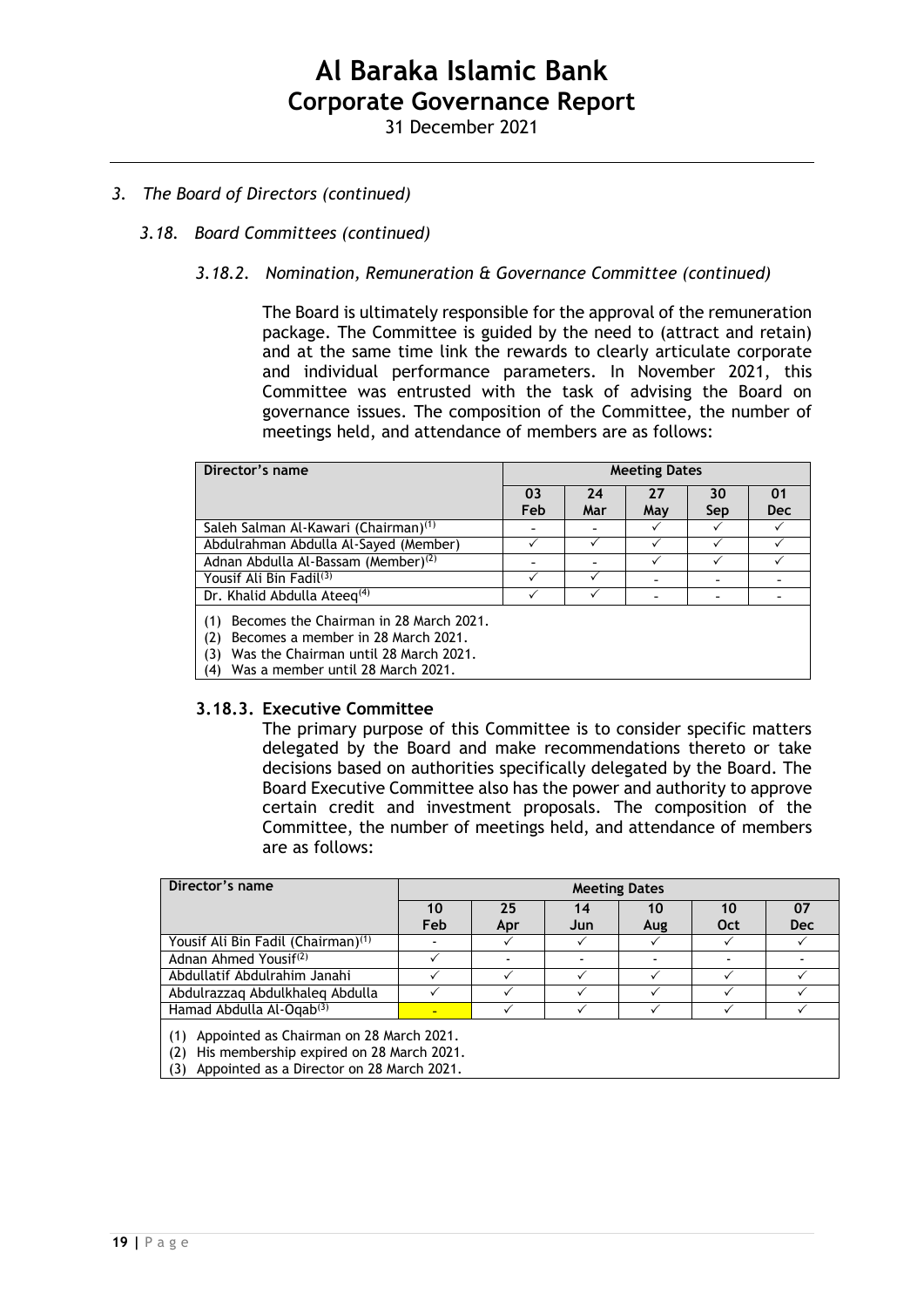*3. The Board of Directors (continued)*

*3.18. Board Committees (continued)*

*3.18.2. Nomination, Remuneration & Governance Committee (continued)*

The Board is ultimately responsible for the approval of the remuneration package. The Committee is guided by the need to (attract and retain) and at the same time link the rewards to clearly articulate corporate and individual performance parameters. In November 2021, this Committee was entrusted with the task of advising the Board on governance issues. The composition of the Committee, the number of meetings held, and attendance of members are as follows:

| Director's name | Meeting Dates | | | | |
|---|---|---|---|---|---|
| | 03 Feb | 24 Mar | 27 May | 30 Sep | 01 Dec |
| Saleh Salman Al-Kawari (Chairman)[1] | - | - | ✓ | ✓ | ✓ |
| Abdulrahman Abdulla Al-Sayed (Member) | ✓ | ✓ | ✓ | ✓ | ✓ |
| Adnan Abdulla Al-Bassam (Member)[2] | - | - | ✓ | ✓ | ✓ |
| Yousif Ali Bin Fadil[3] | ✓ | ✓ | - | - | - |
| Dr. Khalid Abdulla Ateeq[4] | ✓ | ✓ | - | - | - |

(1) Becomes the Chairman in 28 March 2021.
(2) Becomes a member in 28 March 2021.
(3) Was the Chairman until 28 March 2021.
(4) Was a member until 28 March 2021.

### 3.18.3. Executive Committee

The primary purpose of this Committee is to consider specific matters delegated by the Board and make recommendations thereto or take decisions based on authorities specifically delegated by the Board. The Board Executive Committee also has the power and authority to approve certain credit and investment proposals. The composition of the Committee, the number of meetings held, and attendance of members are as follows:

| Director's name | Meeting Dates | | | | | |
|---|---|---|---|---|---|---|
| | 10 Feb | 25 Apr | 14 Jun | 10 Aug | 10 Oct | 07 Dec |
| Yousif Ali Bin Fadil (Chairman)[1] | - | ✓ | ✓ | ✓ | ✓ | ✓ |
| Adnan Ahmed Yousif[2] | ✓ | - | - | - | - | - |
| Abdullatif Abdulrahim Janahi | ✓ | ✓ | ✓ | ✓ | ✓ | ✓ |
| Abdulrazzaq Abdulkhaleq Abdulla | ✓ | ✓ | ✓ | ✓ | ✓ | ✓ |
| Hamad Abdulla Al-Oqab[3] | - | ✓ | ✓ | ✓ | ✓ | ✓ |

(1) Appointed as Chairman on 28 March 2021.
(2) His membership expired on 28 March 2021.
(3) Appointed as a Director on 28 March 2021.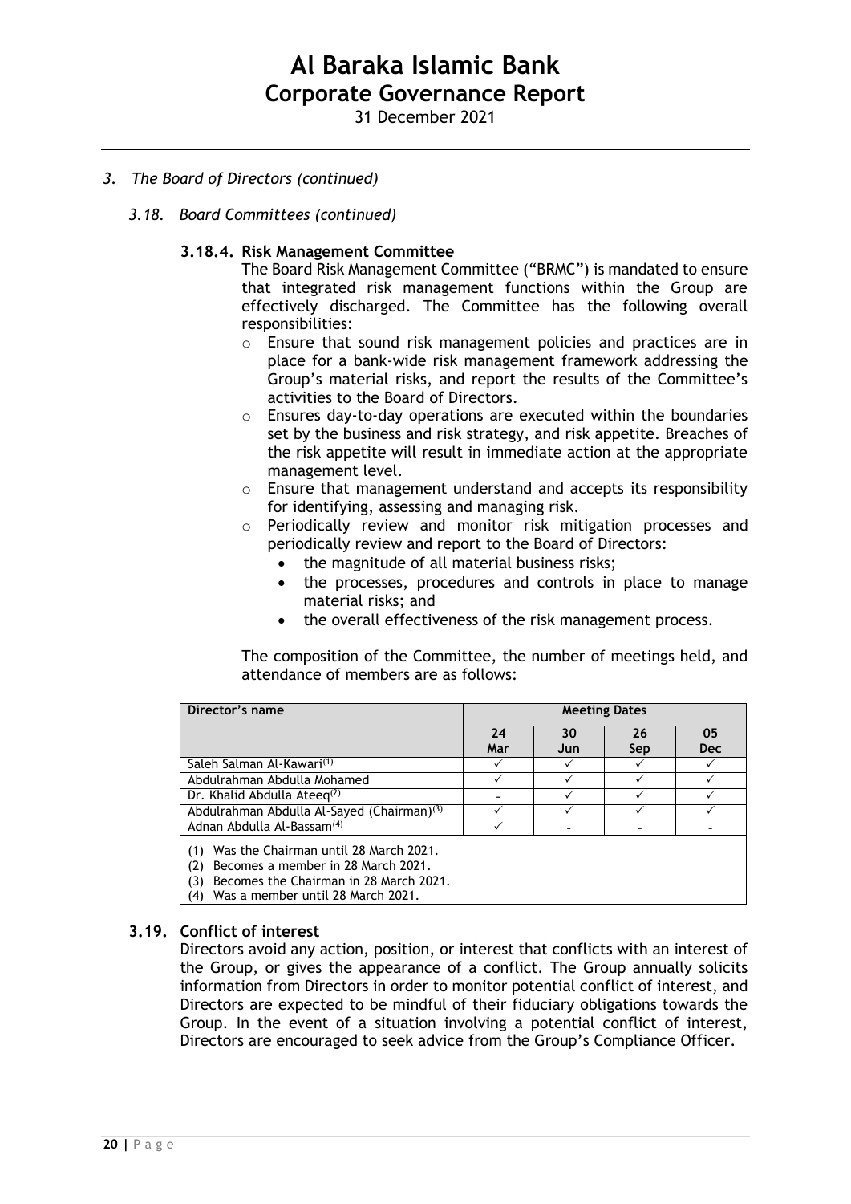*3. The Board of Directors (continued)*

*3.18. Board Committees (continued)*

### 3.18.4. Risk Management Committee

The Board Risk Management Committee ("BRMC") is mandated to ensure that integrated risk management functions within the Group are effectively discharged. The Committee has the following overall responsibilities:

- Ensure that sound risk management policies and practices are in place for a bank-wide risk management framework addressing the Group's material risks, and report the results of the Committee's activities to the Board of Directors.
- Ensures day-to-day operations are executed within the boundaries set by the business and risk strategy, and risk appetite. Breaches of the risk appetite will result in immediate action at the appropriate management level.
- Ensure that management understand and accepts its responsibility for identifying, assessing and managing risk.
- Periodically review and monitor risk mitigation processes and periodically review and report to the Board of Directors:
  - the magnitude of all material business risks;
  - the processes, procedures and controls in place to manage material risks; and
  - the overall effectiveness of the risk management process.

The composition of the Committee, the number of meetings held, and attendance of members are as follows:

| Director's name | Meeting Dates | | | |
|---|---|---|---|---|
| | 24 Mar | 30 Jun | 26 Sep | 05 Dec |
| Saleh Salman Al-Kawari[1] | ✓ | ✓ | ✓ | ✓ |
| Abdulrahman Abdulla Mohamed | ✓ | ✓ | ✓ | ✓ |
| Dr. Khalid Abdulla Ateeq[2] | - | ✓ | ✓ | ✓ |
| Abdulrahman Abdulla Al-Sayed (Chairman)[3] | ✓ | ✓ | ✓ | ✓ |
| Adnan Abdulla Al-Bassam[4] | ✓ | - | - | - |

(1) Was the Chairman until 28 March 2021.
(2) Becomes a member in 28 March 2021.
(3) Becomes the Chairman in 28 March 2021.
(4) Was a member until 28 March 2021.

## 3.19. Conflict of interest

Directors avoid any action, position, or interest that conflicts with an interest of the Group, or gives the appearance of a conflict. The Group annually solicits information from Directors in order to monitor potential conflict of interest, and Directors are expected to be mindful of their fiduciary obligations towards the Group. In the event of a situation involving a potential conflict of interest, Directors are encouraged to seek advice from the Group's Compliance Officer.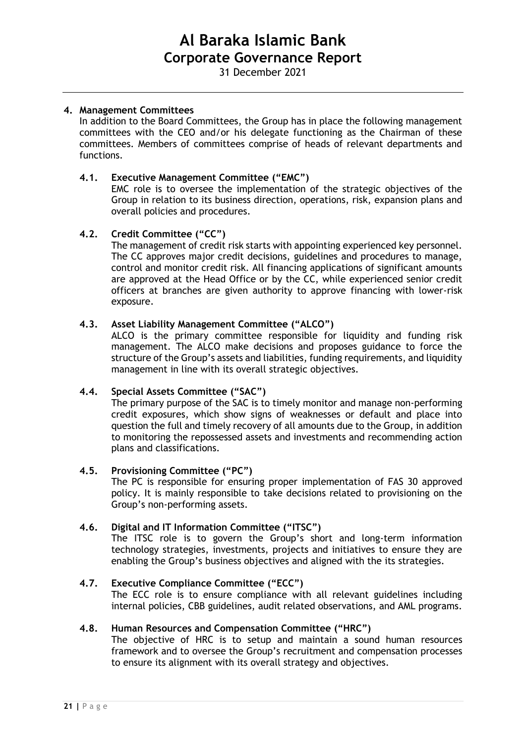## 4. Management Committees

In addition to the Board Committees, the Group has in place the following management committees with the CEO and/or his delegate functioning as the Chairman of these committees. Members of committees comprise of heads of relevant departments and functions.

### 4.1. Executive Management Committee ("EMC")

EMC role is to oversee the implementation of the strategic objectives of the Group in relation to its business direction, operations, risk, expansion plans and overall policies and procedures.

### 4.2. Credit Committee ("CC")

The management of credit risk starts with appointing experienced key personnel. The CC approves major credit decisions, guidelines and procedures to manage, control and monitor credit risk. All financing applications of significant amounts are approved at the Head Office or by the CC, while experienced senior credit officers at branches are given authority to approve financing with lower-risk exposure.

### 4.3. Asset Liability Management Committee ("ALCO")

ALCO is the primary committee responsible for liquidity and funding risk management. The ALCO make decisions and proposes guidance to force the structure of the Group's assets and liabilities, funding requirements, and liquidity management in line with its overall strategic objectives.

### 4.4. Special Assets Committee ("SAC")

The primary purpose of the SAC is to timely monitor and manage non-performing credit exposures, which show signs of weaknesses or default and place into question the full and timely recovery of all amounts due to the Group, in addition to monitoring the repossessed assets and investments and recommending action plans and classifications.

### 4.5. Provisioning Committee ("PC")

The PC is responsible for ensuring proper implementation of FAS 30 approved policy. It is mainly responsible to take decisions related to provisioning on the Group's non-performing assets.

### 4.6. Digital and IT Information Committee ("ITSC")

The ITSC role is to govern the Group's short and long-term information technology strategies, investments, projects and initiatives to ensure they are enabling the Group's business objectives and aligned with the its strategies.

### 4.7. Executive Compliance Committee ("ECC")

The ECC role is to ensure compliance with all relevant guidelines including internal policies, CBB guidelines, audit related observations, and AML programs.

### 4.8. Human Resources and Compensation Committee ("HRC")

The objective of HRC is to setup and maintain a sound human resources framework and to oversee the Group's recruitment and compensation processes to ensure its alignment with its overall strategy and objectives.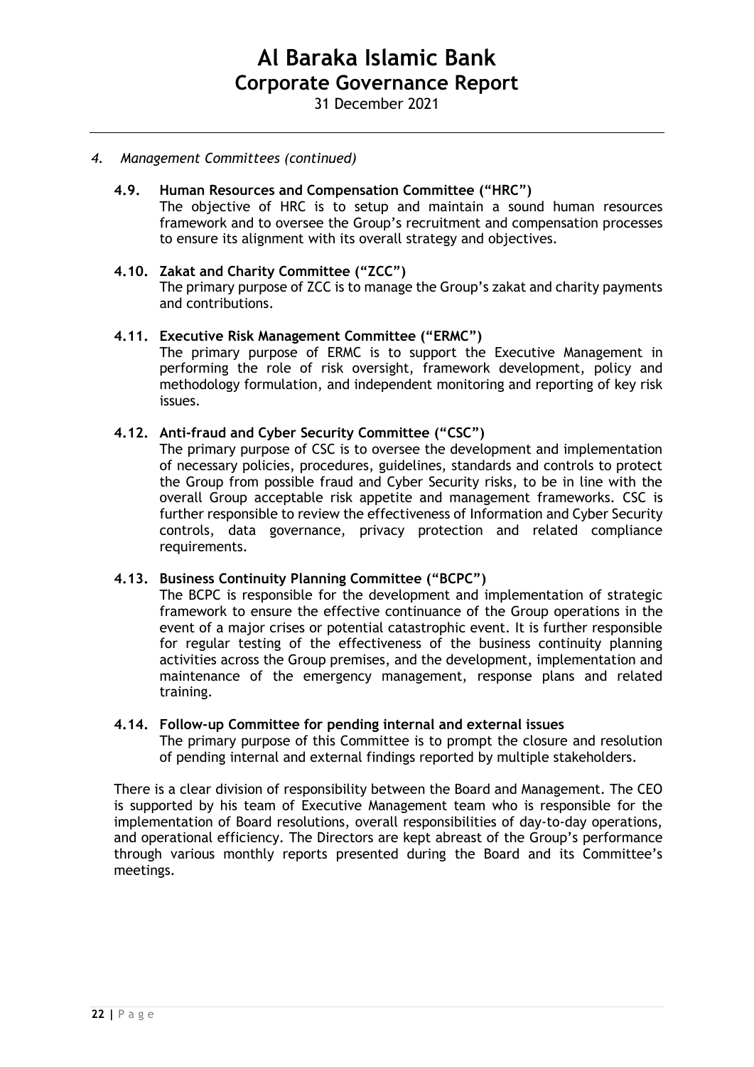*4. Management Committees (continued)*

### 4.9. Human Resources and Compensation Committee ("HRC")

The objective of HRC is to setup and maintain a sound human resources framework and to oversee the Group's recruitment and compensation processes to ensure its alignment with its overall strategy and objectives.

### 4.10. Zakat and Charity Committee ("ZCC")

The primary purpose of ZCC is to manage the Group's zakat and charity payments and contributions.

### 4.11. Executive Risk Management Committee ("ERMC")

The primary purpose of ERMC is to support the Executive Management in performing the role of risk oversight, framework development, policy and methodology formulation, and independent monitoring and reporting of key risk issues.

### 4.12. Anti-fraud and Cyber Security Committee ("CSC")

The primary purpose of CSC is to oversee the development and implementation of necessary policies, procedures, guidelines, standards and controls to protect the Group from possible fraud and Cyber Security risks, to be in line with the overall Group acceptable risk appetite and management frameworks. CSC is further responsible to review the effectiveness of Information and Cyber Security controls, data governance, privacy protection and related compliance requirements.

### 4.13. Business Continuity Planning Committee ("BCPC")

The BCPC is responsible for the development and implementation of strategic framework to ensure the effective continuance of the Group operations in the event of a major crises or potential catastrophic event. It is further responsible for regular testing of the effectiveness of the business continuity planning activities across the Group premises, and the development, implementation and maintenance of the emergency management, response plans and related training.

### 4.14. Follow-up Committee for pending internal and external issues

The primary purpose of this Committee is to prompt the closure and resolution of pending internal and external findings reported by multiple stakeholders.

There is a clear division of responsibility between the Board and Management. The CEO is supported by his team of Executive Management team who is responsible for the implementation of Board resolutions, overall responsibilities of day-to-day operations, and operational efficiency. The Directors are kept abreast of the Group's performance through various monthly reports presented during the Board and its Committee's meetings.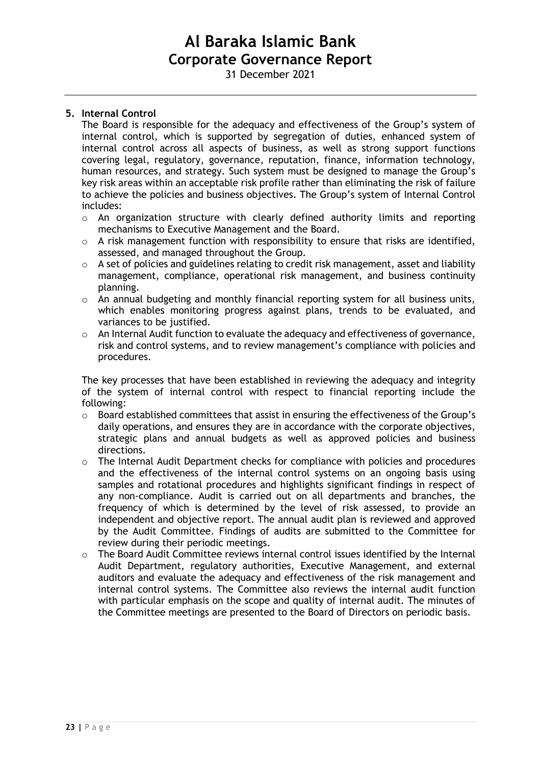## 5. Internal Control

The Board is responsible for the adequacy and effectiveness of the Group's system of internal control, which is supported by segregation of duties, enhanced system of internal control across all aspects of business, as well as strong support functions covering legal, regulatory, governance, reputation, finance, information technology, human resources, and strategy. Such system must be designed to manage the Group's key risk areas within an acceptable risk profile rather than eliminating the risk of failure to achieve the policies and business objectives. The Group's system of Internal Control includes:

- An organization structure with clearly defined authority limits and reporting mechanisms to Executive Management and the Board.
- A risk management function with responsibility to ensure that risks are identified, assessed, and managed throughout the Group.
- A set of policies and guidelines relating to credit risk management, asset and liability management, compliance, operational risk management, and business continuity planning.
- An annual budgeting and monthly financial reporting system for all business units, which enables monitoring progress against plans, trends to be evaluated, and variances to be justified.
- An Internal Audit function to evaluate the adequacy and effectiveness of governance, risk and control systems, and to review management's compliance with policies and procedures.

The key processes that have been established in reviewing the adequacy and integrity of the system of internal control with respect to financial reporting include the following:

- Board established committees that assist in ensuring the effectiveness of the Group's daily operations, and ensures they are in accordance with the corporate objectives, strategic plans and annual budgets as well as approved policies and business directions.
- The Internal Audit Department checks for compliance with policies and procedures and the effectiveness of the internal control systems on an ongoing basis using samples and rotational procedures and highlights significant findings in respect of any non-compliance. Audit is carried out on all departments and branches, the frequency of which is determined by the level of risk assessed, to provide an independent and objective report. The annual audit plan is reviewed and approved by the Audit Committee. Findings of audits are submitted to the Committee for review during their periodic meetings.
- The Board Audit Committee reviews internal control issues identified by the Internal Audit Department, regulatory authorities, Executive Management, and external auditors and evaluate the adequacy and effectiveness of the risk management and internal control systems. The Committee also reviews the internal audit function with particular emphasis on the scope and quality of internal audit. The minutes of the Committee meetings are presented to the Board of Directors on periodic basis.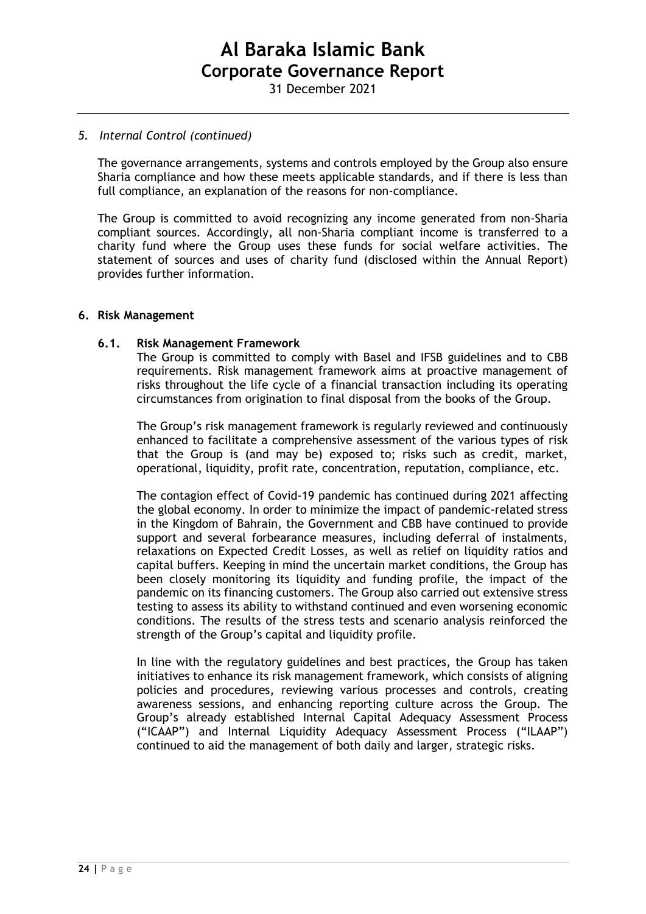*5. Internal Control (continued)*

The governance arrangements, systems and controls employed by the Group also ensure Sharia compliance and how these meets applicable standards, and if there is less than full compliance, an explanation of the reasons for non-compliance.

The Group is committed to avoid recognizing any income generated from non-Sharia compliant sources. Accordingly, all non-Sharia compliant income is transferred to a charity fund where the Group uses these funds for social welfare activities. The statement of sources and uses of charity fund (disclosed within the Annual Report) provides further information.

## 6. Risk Management

### 6.1. Risk Management Framework

The Group is committed to comply with Basel and IFSB guidelines and to CBB requirements. Risk management framework aims at proactive management of risks throughout the life cycle of a financial transaction including its operating circumstances from origination to final disposal from the books of the Group.

The Group's risk management framework is regularly reviewed and continuously enhanced to facilitate a comprehensive assessment of the various types of risk that the Group is (and may be) exposed to; risks such as credit, market, operational, liquidity, profit rate, concentration, reputation, compliance, etc.

The contagion effect of Covid-19 pandemic has continued during 2021 affecting the global economy. In order to minimize the impact of pandemic-related stress in the Kingdom of Bahrain, the Government and CBB have continued to provide support and several forbearance measures, including deferral of instalments, relaxations on Expected Credit Losses, as well as relief on liquidity ratios and capital buffers. Keeping in mind the uncertain market conditions, the Group has been closely monitoring its liquidity and funding profile, the impact of the pandemic on its financing customers. The Group also carried out extensive stress testing to assess its ability to withstand continued and even worsening economic conditions. The results of the stress tests and scenario analysis reinforced the strength of the Group's capital and liquidity profile.

In line with the regulatory guidelines and best practices, the Group has taken initiatives to enhance its risk management framework, which consists of aligning policies and procedures, reviewing various processes and controls, creating awareness sessions, and enhancing reporting culture across the Group. The Group's already established Internal Capital Adequacy Assessment Process ("ICAAP") and Internal Liquidity Adequacy Assessment Process ("ILAAP") continued to aid the management of both daily and larger, strategic risks.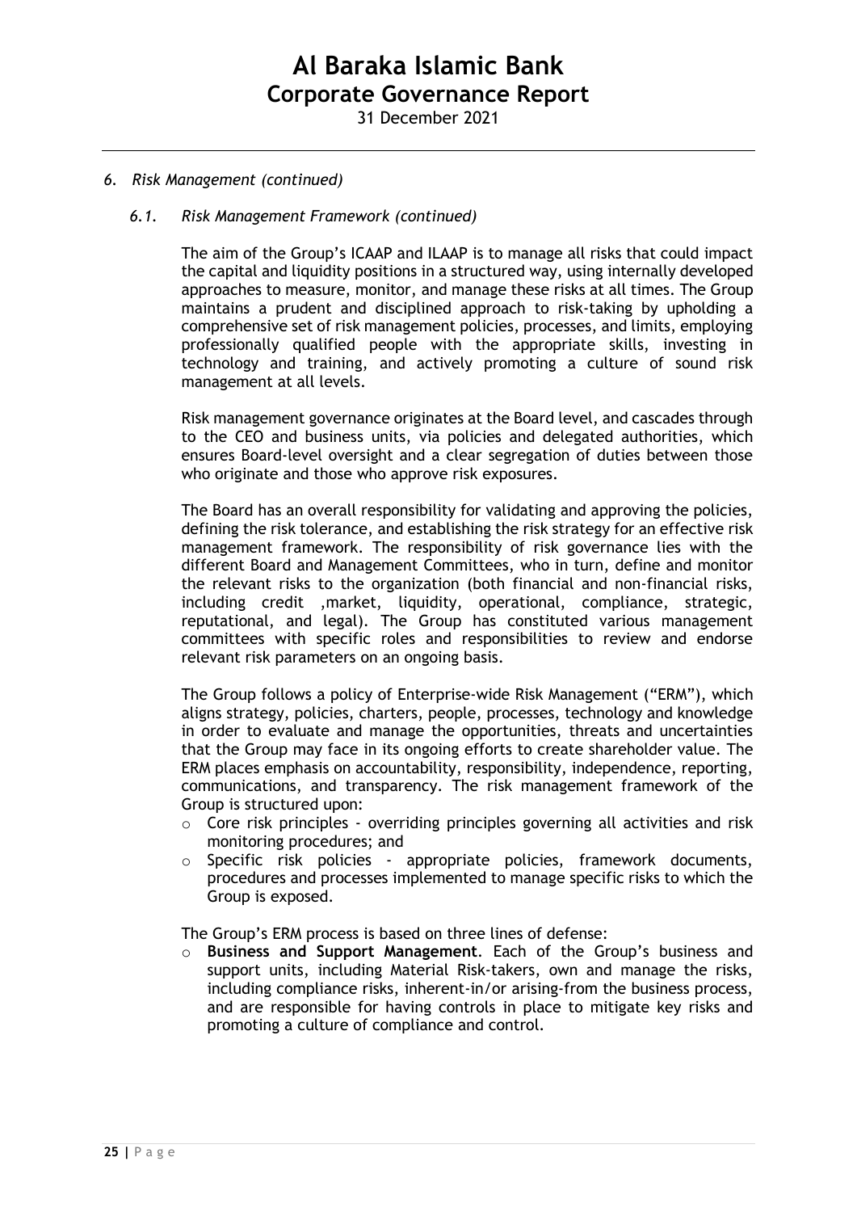*6. Risk Management (continued)*

*6.1. Risk Management Framework (continued)*

The aim of the Group's ICAAP and ILAAP is to manage all risks that could impact the capital and liquidity positions in a structured way, using internally developed approaches to measure, monitor, and manage these risks at all times. The Group maintains a prudent and disciplined approach to risk-taking by upholding a comprehensive set of risk management policies, processes, and limits, employing professionally qualified people with the appropriate skills, investing in technology and training, and actively promoting a culture of sound risk management at all levels.

Risk management governance originates at the Board level, and cascades through to the CEO and business units, via policies and delegated authorities, which ensures Board-level oversight and a clear segregation of duties between those who originate and those who approve risk exposures.

The Board has an overall responsibility for validating and approving the policies, defining the risk tolerance, and establishing the risk strategy for an effective risk management framework. The responsibility of risk governance lies with the different Board and Management Committees, who in turn, define and monitor the relevant risks to the organization (both financial and non-financial risks, including credit ,market, liquidity, operational, compliance, strategic, reputational, and legal). The Group has constituted various management committees with specific roles and responsibilities to review and endorse relevant risk parameters on an ongoing basis.

The Group follows a policy of Enterprise-wide Risk Management ("ERM"), which aligns strategy, policies, charters, people, processes, technology and knowledge in order to evaluate and manage the opportunities, threats and uncertainties that the Group may face in its ongoing efforts to create shareholder value. The ERM places emphasis on accountability, responsibility, independence, reporting, communications, and transparency. The risk management framework of the Group is structured upon:

- Core risk principles - overriding principles governing all activities and risk monitoring procedures; and
- Specific risk policies - appropriate policies, framework documents, procedures and processes implemented to manage specific risks to which the Group is exposed.

The Group's ERM process is based on three lines of defense:

- **Business and Support Management**. Each of the Group's business and support units, including Material Risk-takers, own and manage the risks, including compliance risks, inherent-in/or arising-from the business process, and are responsible for having controls in place to mitigate key risks and promoting a culture of compliance and control.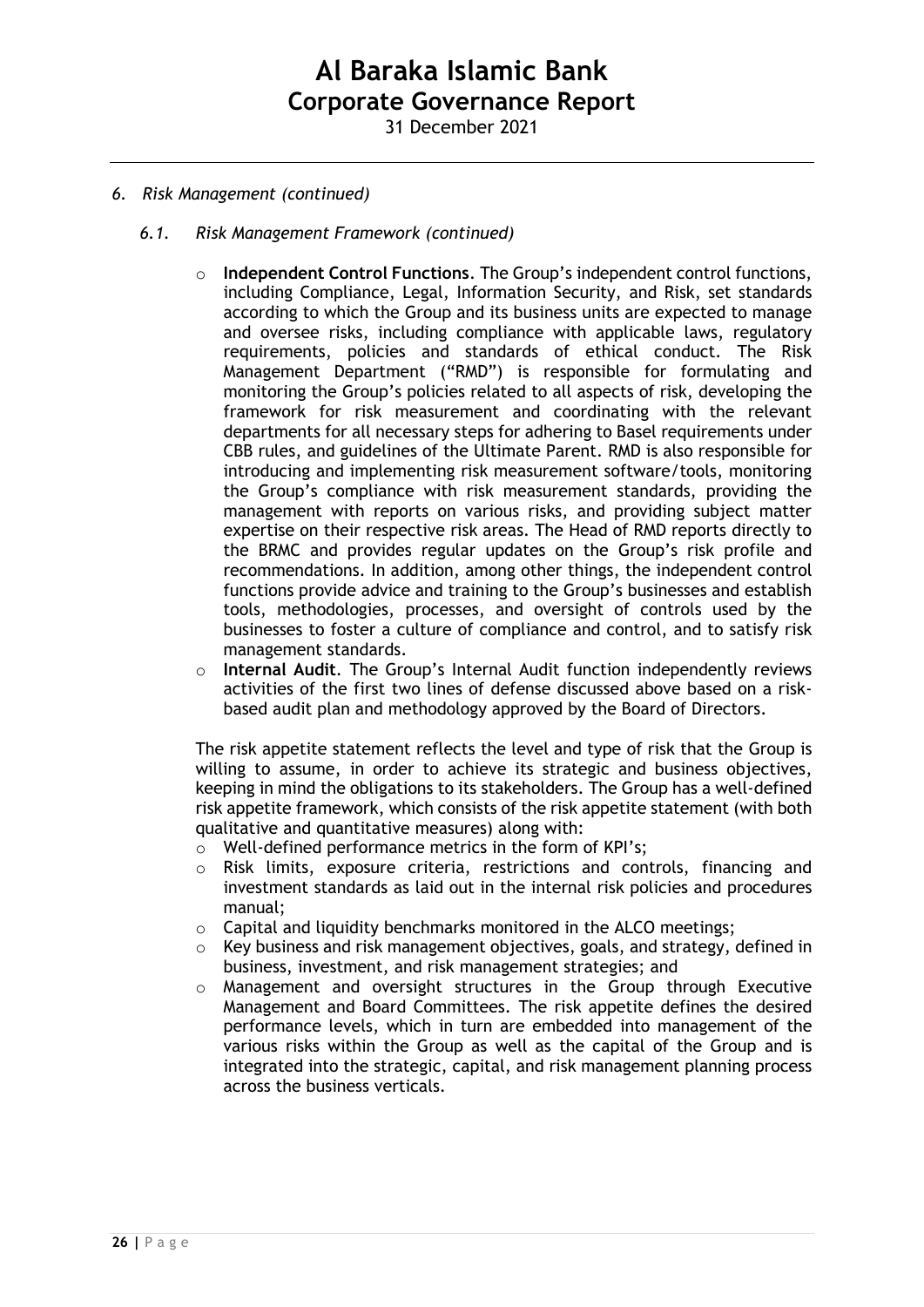*6. Risk Management (continued)*

*6.1. Risk Management Framework (continued)*

- **Independent Control Functions**. The Group's independent control functions, including Compliance, Legal, Information Security, and Risk, set standards according to which the Group and its business units are expected to manage and oversee risks, including compliance with applicable laws, regulatory requirements, policies and standards of ethical conduct. The Risk Management Department ("RMD") is responsible for formulating and monitoring the Group's policies related to all aspects of risk, developing the framework for risk measurement and coordinating with the relevant departments for all necessary steps for adhering to Basel requirements under CBB rules, and guidelines of the Ultimate Parent. RMD is also responsible for introducing and implementing risk measurement software/tools, monitoring the Group's compliance with risk measurement standards, providing the management with reports on various risks, and providing subject matter expertise on their respective risk areas. The Head of RMD reports directly to the BRMC and provides regular updates on the Group's risk profile and recommendations. In addition, among other things, the independent control functions provide advice and training to the Group's businesses and establish tools, methodologies, processes, and oversight of controls used by the businesses to foster a culture of compliance and control, and to satisfy risk management standards.
- **Internal Audit**. The Group's Internal Audit function independently reviews activities of the first two lines of defense discussed above based on a risk-based audit plan and methodology approved by the Board of Directors.

The risk appetite statement reflects the level and type of risk that the Group is willing to assume, in order to achieve its strategic and business objectives, keeping in mind the obligations to its stakeholders. The Group has a well-defined risk appetite framework, which consists of the risk appetite statement (with both qualitative and quantitative measures) along with:

- Well-defined performance metrics in the form of KPI's;
- Risk limits, exposure criteria, restrictions and controls, financing and investment standards as laid out in the internal risk policies and procedures manual;
- Capital and liquidity benchmarks monitored in the ALCO meetings;
- Key business and risk management objectives, goals, and strategy, defined in business, investment, and risk management strategies; and
- Management and oversight structures in the Group through Executive Management and Board Committees. The risk appetite defines the desired performance levels, which in turn are embedded into management of the various risks within the Group as well as the capital of the Group and is integrated into the strategic, capital, and risk management planning process across the business verticals.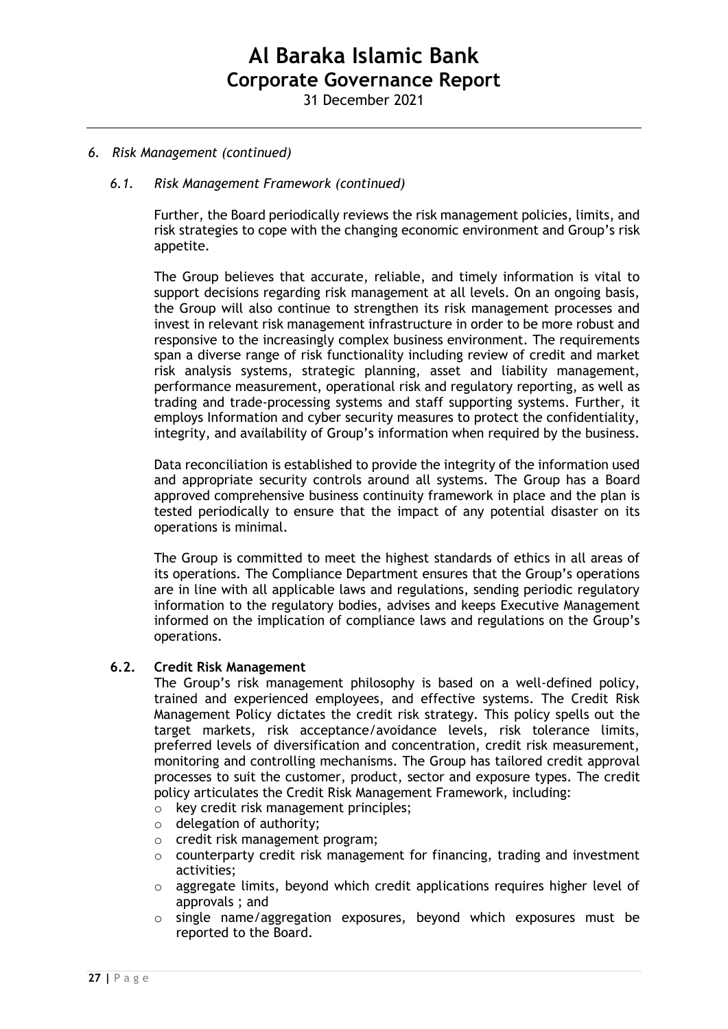### *6. Risk Management (continued)*

#### *6.1. Risk Management Framework (continued)*

Further, the Board periodically reviews the risk management policies, limits, and risk strategies to cope with the changing economic environment and Group's risk appetite.

The Group believes that accurate, reliable, and timely information is vital to support decisions regarding risk management at all levels. On an ongoing basis, the Group will also continue to strengthen its risk management processes and invest in relevant risk management infrastructure in order to be more robust and responsive to the increasingly complex business environment. The requirements span a diverse range of risk functionality including review of credit and market risk analysis systems, strategic planning, asset and liability management, performance measurement, operational risk and regulatory reporting, as well as trading and trade-processing systems and staff supporting systems. Further, it employs Information and cyber security measures to protect the confidentiality, integrity, and availability of Group's information when required by the business.

Data reconciliation is established to provide the integrity of the information used and appropriate security controls around all systems. The Group has a Board approved comprehensive business continuity framework in place and the plan is tested periodically to ensure that the impact of any potential disaster on its operations is minimal.

The Group is committed to meet the highest standards of ethics in all areas of its operations. The Compliance Department ensures that the Group's operations are in line with all applicable laws and regulations, sending periodic regulatory information to the regulatory bodies, advises and keeps Executive Management informed on the implication of compliance laws and regulations on the Group's operations.

#### 6.2. Credit Risk Management

The Group's risk management philosophy is based on a well-defined policy, trained and experienced employees, and effective systems. The Credit Risk Management Policy dictates the credit risk strategy. This policy spells out the target markets, risk acceptance/avoidance levels, risk tolerance limits, preferred levels of diversification and concentration, credit risk measurement, monitoring and controlling mechanisms. The Group has tailored credit approval processes to suit the customer, product, sector and exposure types. The credit policy articulates the Credit Risk Management Framework, including:

- key credit risk management principles;
- delegation of authority;
- credit risk management program;
- counterparty credit risk management for financing, trading and investment activities;
- aggregate limits, beyond which credit applications requires higher level of approvals ; and
- single name/aggregation exposures, beyond which exposures must be reported to the Board.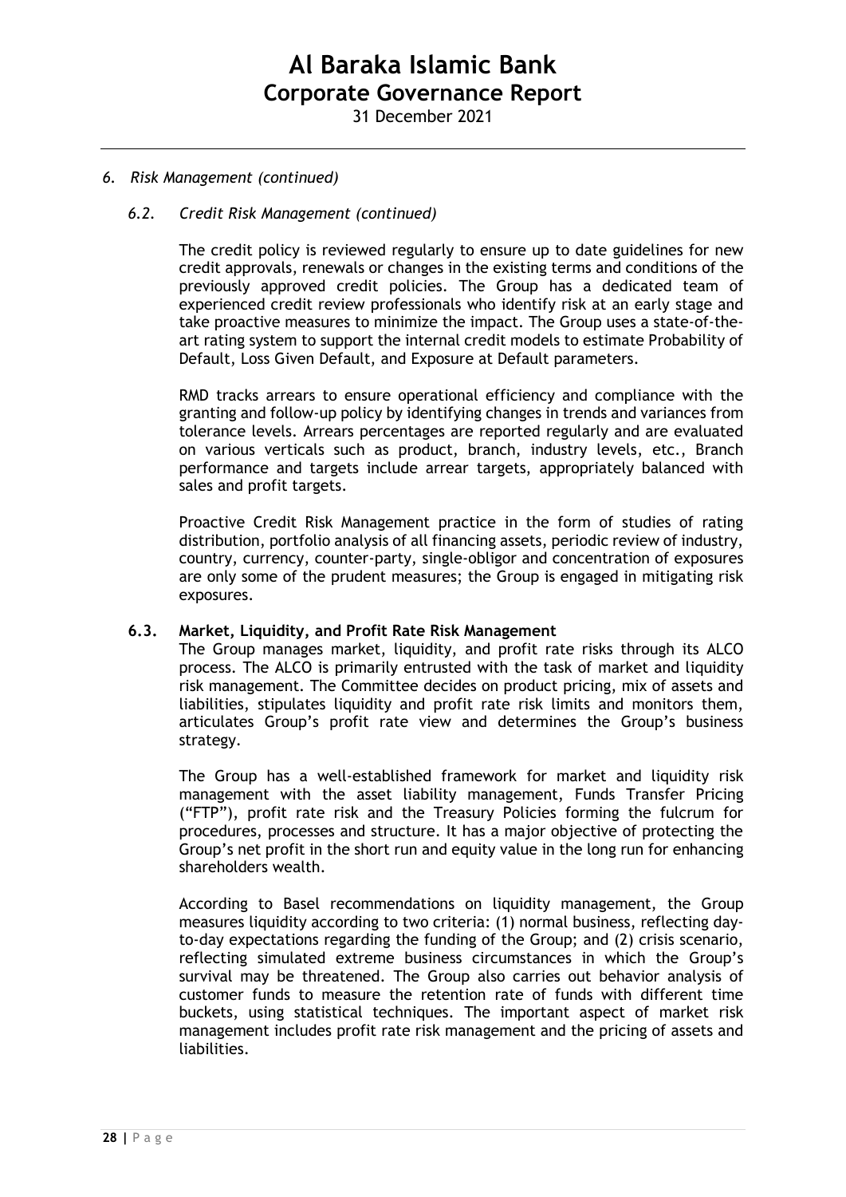*6. Risk Management (continued)*

*6.2. Credit Risk Management (continued)*

The credit policy is reviewed regularly to ensure up to date guidelines for new credit approvals, renewals or changes in the existing terms and conditions of the previously approved credit policies. The Group has a dedicated team of experienced credit review professionals who identify risk at an early stage and take proactive measures to minimize the impact. The Group uses a state-of-the-art rating system to support the internal credit models to estimate Probability of Default, Loss Given Default, and Exposure at Default parameters.

RMD tracks arrears to ensure operational efficiency and compliance with the granting and follow-up policy by identifying changes in trends and variances from tolerance levels. Arrears percentages are reported regularly and are evaluated on various verticals such as product, branch, industry levels, etc., Branch performance and targets include arrear targets, appropriately balanced with sales and profit targets.

Proactive Credit Risk Management practice in the form of studies of rating distribution, portfolio analysis of all financing assets, periodic review of industry, country, currency, counter-party, single-obligor and concentration of exposures are only some of the prudent measures; the Group is engaged in mitigating risk exposures.

**6.3. Market, Liquidity, and Profit Rate Risk Management**

The Group manages market, liquidity, and profit rate risks through its ALCO process. The ALCO is primarily entrusted with the task of market and liquidity risk management. The Committee decides on product pricing, mix of assets and liabilities, stipulates liquidity and profit rate risk limits and monitors them, articulates Group's profit rate view and determines the Group's business strategy.

The Group has a well-established framework for market and liquidity risk management with the asset liability management, Funds Transfer Pricing ("FTP"), profit rate risk and the Treasury Policies forming the fulcrum for procedures, processes and structure. It has a major objective of protecting the Group's net profit in the short run and equity value in the long run for enhancing shareholders wealth.

According to Basel recommendations on liquidity management, the Group measures liquidity according to two criteria: (1) normal business, reflecting day-to-day expectations regarding the funding of the Group; and (2) crisis scenario, reflecting simulated extreme business circumstances in which the Group's survival may be threatened. The Group also carries out behavior analysis of customer funds to measure the retention rate of funds with different time buckets, using statistical techniques. The important aspect of market risk management includes profit rate risk management and the pricing of assets and liabilities.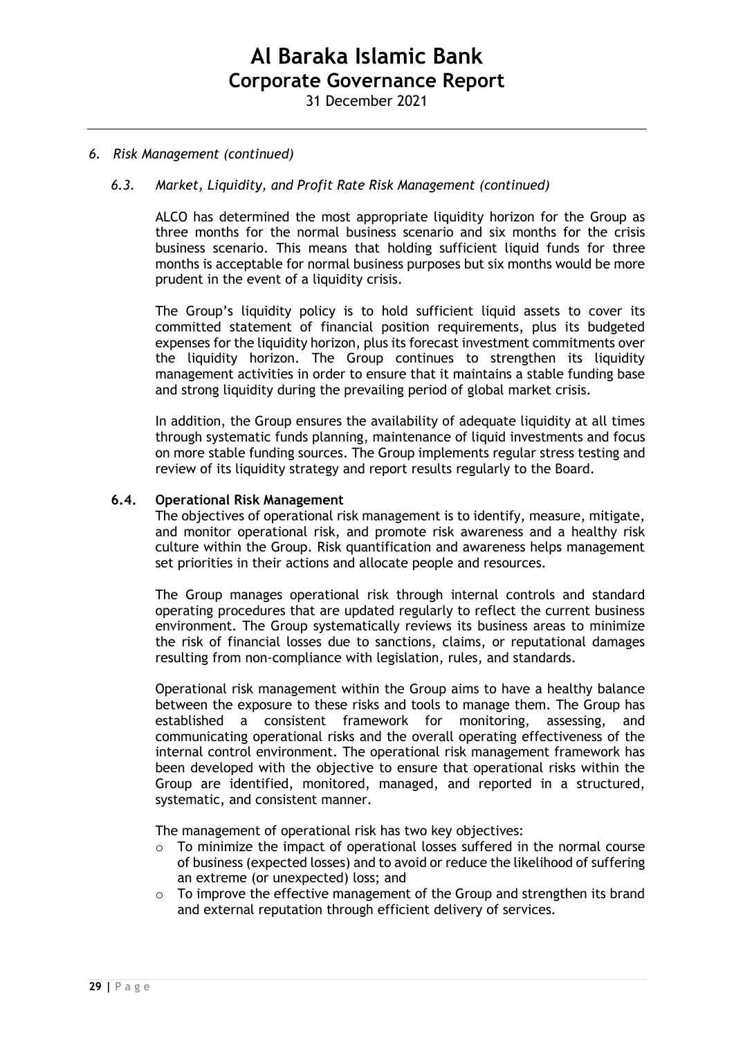*6. Risk Management (continued)*

*6.3. Market, Liquidity, and Profit Rate Risk Management (continued)*

ALCO has determined the most appropriate liquidity horizon for the Group as three months for the normal business scenario and six months for the crisis business scenario. This means that holding sufficient liquid funds for three months is acceptable for normal business purposes but six months would be more prudent in the event of a liquidity crisis.

The Group's liquidity policy is to hold sufficient liquid assets to cover its committed statement of financial position requirements, plus its budgeted expenses for the liquidity horizon, plus its forecast investment commitments over the liquidity horizon. The Group continues to strengthen its liquidity management activities in order to ensure that it maintains a stable funding base and strong liquidity during the prevailing period of global market crisis.

In addition, the Group ensures the availability of adequate liquidity at all times through systematic funds planning, maintenance of liquid investments and focus on more stable funding sources. The Group implements regular stress testing and review of its liquidity strategy and report results regularly to the Board.

**6.4. Operational Risk Management**

The objectives of operational risk management is to identify, measure, mitigate, and monitor operational risk, and promote risk awareness and a healthy risk culture within the Group. Risk quantification and awareness helps management set priorities in their actions and allocate people and resources.

The Group manages operational risk through internal controls and standard operating procedures that are updated regularly to reflect the current business environment. The Group systematically reviews its business areas to minimize the risk of financial losses due to sanctions, claims, or reputational damages resulting from non-compliance with legislation, rules, and standards.

Operational risk management within the Group aims to have a healthy balance between the exposure to these risks and tools to manage them. The Group has established a consistent framework for monitoring, assessing, and communicating operational risks and the overall operating effectiveness of the internal control environment. The operational risk management framework has been developed with the objective to ensure that operational risks within the Group are identified, monitored, managed, and reported in a structured, systematic, and consistent manner.

The management of operational risk has two key objectives:

- To minimize the impact of operational losses suffered in the normal course of business (expected losses) and to avoid or reduce the likelihood of suffering an extreme (or unexpected) loss; and
- To improve the effective management of the Group and strengthen its brand and external reputation through efficient delivery of services.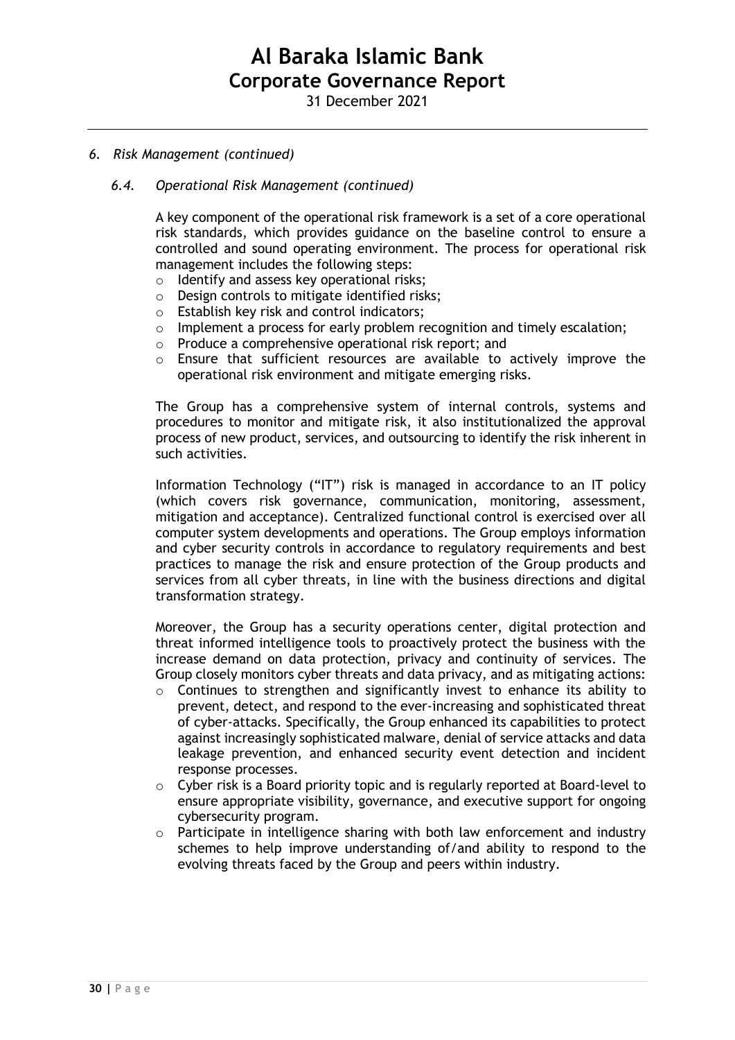*6. Risk Management (continued)*

*6.4. Operational Risk Management (continued)*

A key component of the operational risk framework is a set of a core operational risk standards, which provides guidance on the baseline control to ensure a controlled and sound operating environment. The process for operational risk management includes the following steps:

- Identify and assess key operational risks;
- Design controls to mitigate identified risks;
- Establish key risk and control indicators;
- Implement a process for early problem recognition and timely escalation;
- Produce a comprehensive operational risk report; and
- Ensure that sufficient resources are available to actively improve the operational risk environment and mitigate emerging risks.

The Group has a comprehensive system of internal controls, systems and procedures to monitor and mitigate risk, it also institutionalized the approval process of new product, services, and outsourcing to identify the risk inherent in such activities.

Information Technology ("IT") risk is managed in accordance to an IT policy (which covers risk governance, communication, monitoring, assessment, mitigation and acceptance). Centralized functional control is exercised over all computer system developments and operations. The Group employs information and cyber security controls in accordance to regulatory requirements and best practices to manage the risk and ensure protection of the Group products and services from all cyber threats, in line with the business directions and digital transformation strategy.

Moreover, the Group has a security operations center, digital protection and threat informed intelligence tools to proactively protect the business with the increase demand on data protection, privacy and continuity of services. The Group closely monitors cyber threats and data privacy, and as mitigating actions:

- Continues to strengthen and significantly invest to enhance its ability to prevent, detect, and respond to the ever-increasing and sophisticated threat of cyber-attacks. Specifically, the Group enhanced its capabilities to protect against increasingly sophisticated malware, denial of service attacks and data leakage prevention, and enhanced security event detection and incident response processes.
- Cyber risk is a Board priority topic and is regularly reported at Board-level to ensure appropriate visibility, governance, and executive support for ongoing cybersecurity program.
- Participate in intelligence sharing with both law enforcement and industry schemes to help improve understanding of/and ability to respond to the evolving threats faced by the Group and peers within industry.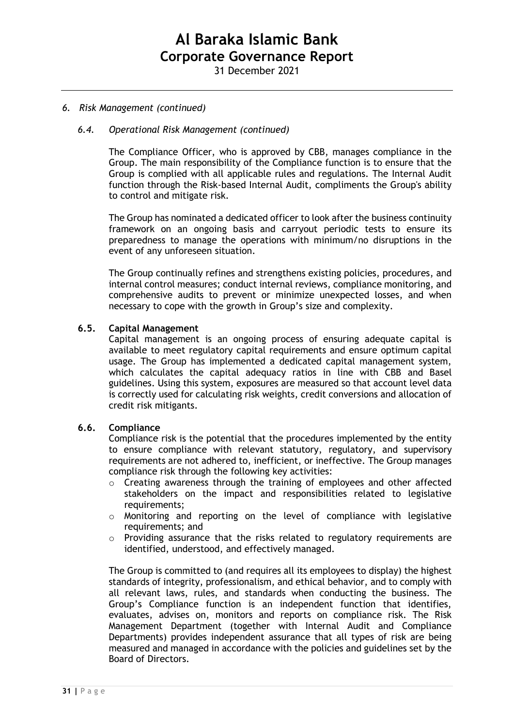*6. Risk Management (continued)*

*6.4. Operational Risk Management (continued)*

The Compliance Officer, who is approved by CBB, manages compliance in the Group. The main responsibility of the Compliance function is to ensure that the Group is complied with all applicable rules and regulations. The Internal Audit function through the Risk-based Internal Audit, compliments the Group's ability to control and mitigate risk.

The Group has nominated a dedicated officer to look after the business continuity framework on an ongoing basis and carryout periodic tests to ensure its preparedness to manage the operations with minimum/no disruptions in the event of any unforeseen situation.

The Group continually refines and strengthens existing policies, procedures, and internal control measures; conduct internal reviews, compliance monitoring, and comprehensive audits to prevent or minimize unexpected losses, and when necessary to cope with the growth in Group's size and complexity.

**6.5. Capital Management**

Capital management is an ongoing process of ensuring adequate capital is available to meet regulatory capital requirements and ensure optimum capital usage. The Group has implemented a dedicated capital management system, which calculates the capital adequacy ratios in line with CBB and Basel guidelines. Using this system, exposures are measured so that account level data is correctly used for calculating risk weights, credit conversions and allocation of credit risk mitigants.

**6.6. Compliance**

Compliance risk is the potential that the procedures implemented by the entity to ensure compliance with relevant statutory, regulatory, and supervisory requirements are not adhered to, inefficient, or ineffective. The Group manages compliance risk through the following key activities:

- Creating awareness through the training of employees and other affected stakeholders on the impact and responsibilities related to legislative requirements;
- Monitoring and reporting on the level of compliance with legislative requirements; and
- Providing assurance that the risks related to regulatory requirements are identified, understood, and effectively managed.

The Group is committed to (and requires all its employees to display) the highest standards of integrity, professionalism, and ethical behavior, and to comply with all relevant laws, rules, and standards when conducting the business. The Group's Compliance function is an independent function that identifies, evaluates, advises on, monitors and reports on compliance risk. The Risk Management Department (together with Internal Audit and Compliance Departments) provides independent assurance that all types of risk are being measured and managed in accordance with the policies and guidelines set by the Board of Directors.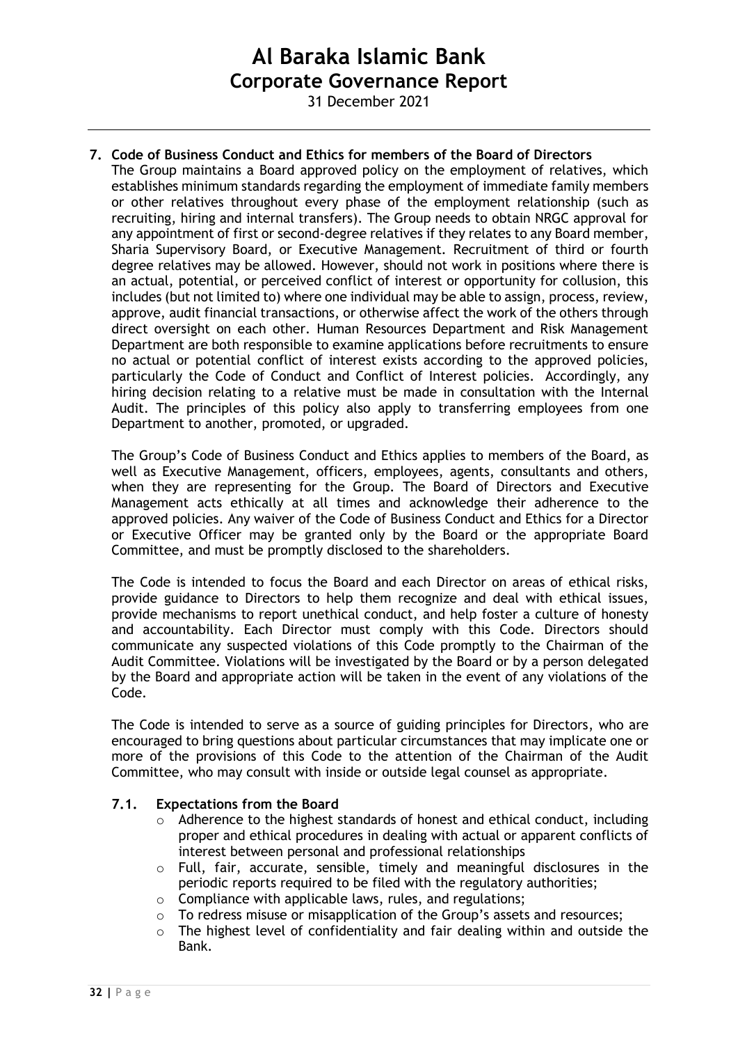## 7. Code of Business Conduct and Ethics for members of the Board of Directors

The Group maintains a Board approved policy on the employment of relatives, which establishes minimum standards regarding the employment of immediate family members or other relatives throughout every phase of the employment relationship (such as recruiting, hiring and internal transfers). The Group needs to obtain NRGC approval for any appointment of first or second-degree relatives if they relates to any Board member, Sharia Supervisory Board, or Executive Management. Recruitment of third or fourth degree relatives may be allowed. However, should not work in positions where there is an actual, potential, or perceived conflict of interest or opportunity for collusion, this includes (but not limited to) where one individual may be able to assign, process, review, approve, audit financial transactions, or otherwise affect the work of the others through direct oversight on each other. Human Resources Department and Risk Management Department are both responsible to examine applications before recruitments to ensure no actual or potential conflict of interest exists according to the approved policies, particularly the Code of Conduct and Conflict of Interest policies. Accordingly, any hiring decision relating to a relative must be made in consultation with the Internal Audit. The principles of this policy also apply to transferring employees from one Department to another, promoted, or upgraded.

The Group's Code of Business Conduct and Ethics applies to members of the Board, as well as Executive Management, officers, employees, agents, consultants and others, when they are representing for the Group. The Board of Directors and Executive Management acts ethically at all times and acknowledge their adherence to the approved policies. Any waiver of the Code of Business Conduct and Ethics for a Director or Executive Officer may be granted only by the Board or the appropriate Board Committee, and must be promptly disclosed to the shareholders.

The Code is intended to focus the Board and each Director on areas of ethical risks, provide guidance to Directors to help them recognize and deal with ethical issues, provide mechanisms to report unethical conduct, and help foster a culture of honesty and accountability. Each Director must comply with this Code. Directors should communicate any suspected violations of this Code promptly to the Chairman of the Audit Committee. Violations will be investigated by the Board or by a person delegated by the Board and appropriate action will be taken in the event of any violations of the Code.

The Code is intended to serve as a source of guiding principles for Directors, who are encouraged to bring questions about particular circumstances that may implicate one or more of the provisions of this Code to the attention of the Chairman of the Audit Committee, who may consult with inside or outside legal counsel as appropriate.

### 7.1. Expectations from the Board

- Adherence to the highest standards of honest and ethical conduct, including proper and ethical procedures in dealing with actual or apparent conflicts of interest between personal and professional relationships
- Full, fair, accurate, sensible, timely and meaningful disclosures in the periodic reports required to be filed with the regulatory authorities;
- Compliance with applicable laws, rules, and regulations;
- To redress misuse or misapplication of the Group's assets and resources;
- The highest level of confidentiality and fair dealing within and outside the Bank.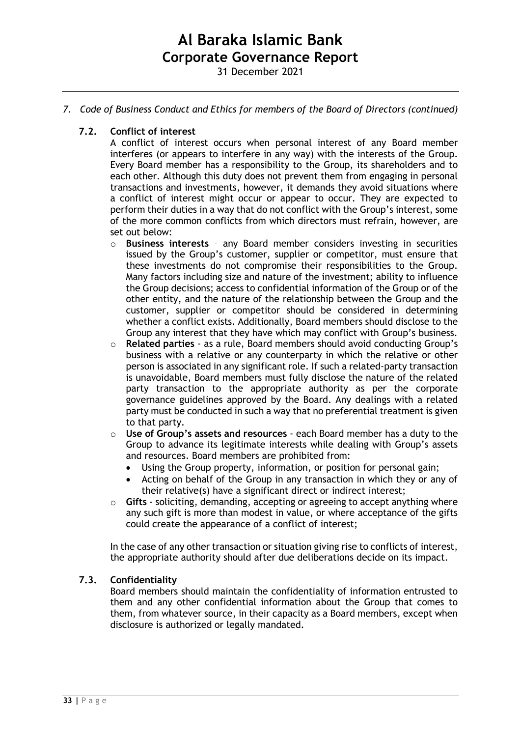*7. Code of Business Conduct and Ethics for members of the Board of Directors (continued)*

### 7.2. Conflict of interest

A conflict of interest occurs when personal interest of any Board member interferes (or appears to interfere in any way) with the interests of the Group. Every Board member has a responsibility to the Group, its shareholders and to each other. Although this duty does not prevent them from engaging in personal transactions and investments, however, it demands they avoid situations where a conflict of interest might occur or appear to occur. They are expected to perform their duties in a way that do not conflict with the Group's interest, some of the more common conflicts from which directors must refrain, however, are set out below:

- **Business interests** – any Board member considers investing in securities issued by the Group's customer, supplier or competitor, must ensure that these investments do not compromise their responsibilities to the Group. Many factors including size and nature of the investment; ability to influence the Group decisions; access to confidential information of the Group or of the other entity, and the nature of the relationship between the Group and the customer, supplier or competitor should be considered in determining whether a conflict exists. Additionally, Board members should disclose to the Group any interest that they have which may conflict with Group's business.
- **Related parties** - as a rule, Board members should avoid conducting Group's business with a relative or any counterparty in which the relative or other person is associated in any significant role. If such a related-party transaction is unavoidable, Board members must fully disclose the nature of the related party transaction to the appropriate authority as per the corporate governance guidelines approved by the Board. Any dealings with a related party must be conducted in such a way that no preferential treatment is given to that party.
- **Use of Group's assets and resources** - each Board member has a duty to the Group to advance its legitimate interests while dealing with Group's assets and resources. Board members are prohibited from:
  - Using the Group property, information, or position for personal gain;
  - Acting on behalf of the Group in any transaction in which they or any of their relative(s) have a significant direct or indirect interest;
- **Gifts** - soliciting, demanding, accepting or agreeing to accept anything where any such gift is more than modest in value, or where acceptance of the gifts could create the appearance of a conflict of interest;

In the case of any other transaction or situation giving rise to conflicts of interest, the appropriate authority should after due deliberations decide on its impact.

### 7.3. Confidentiality

Board members should maintain the confidentiality of information entrusted to them and any other confidential information about the Group that comes to them, from whatever source, in their capacity as a Board members, except when disclosure is authorized or legally mandated.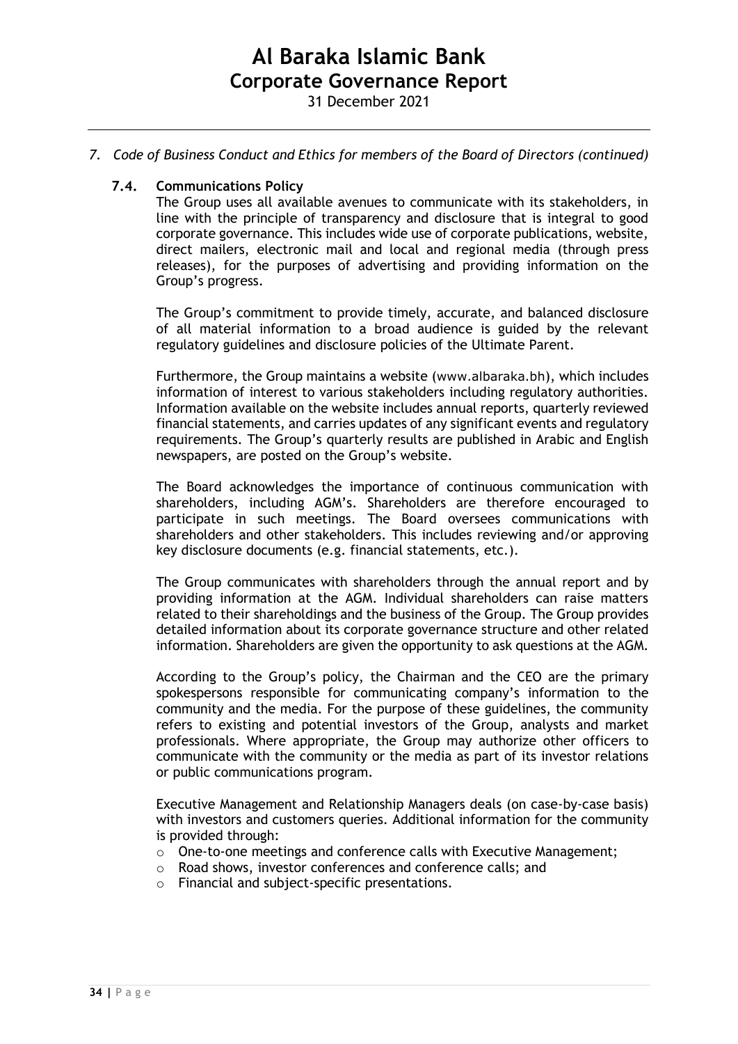*7. Code of Business Conduct and Ethics for members of the Board of Directors (continued)*

### 7.4. Communications Policy

The Group uses all available avenues to communicate with its stakeholders, in line with the principle of transparency and disclosure that is integral to good corporate governance. This includes wide use of corporate publications, website, direct mailers, electronic mail and local and regional media (through press releases), for the purposes of advertising and providing information on the Group's progress.

The Group's commitment to provide timely, accurate, and balanced disclosure of all material information to a broad audience is guided by the relevant regulatory guidelines and disclosure policies of the Ultimate Parent.

Furthermore, the Group maintains a website (www.albaraka.bh), which includes information of interest to various stakeholders including regulatory authorities. Information available on the website includes annual reports, quarterly reviewed financial statements, and carries updates of any significant events and regulatory requirements. The Group's quarterly results are published in Arabic and English newspapers, are posted on the Group's website.

The Board acknowledges the importance of continuous communication with shareholders, including AGM's. Shareholders are therefore encouraged to participate in such meetings. The Board oversees communications with shareholders and other stakeholders. This includes reviewing and/or approving key disclosure documents (e.g. financial statements, etc.).

The Group communicates with shareholders through the annual report and by providing information at the AGM. Individual shareholders can raise matters related to their shareholdings and the business of the Group. The Group provides detailed information about its corporate governance structure and other related information. Shareholders are given the opportunity to ask questions at the AGM.

According to the Group's policy, the Chairman and the CEO are the primary spokespersons responsible for communicating company's information to the community and the media. For the purpose of these guidelines, the community refers to existing and potential investors of the Group, analysts and market professionals. Where appropriate, the Group may authorize other officers to communicate with the community or the media as part of its investor relations or public communications program.

Executive Management and Relationship Managers deals (on case-by-case basis) with investors and customers queries. Additional information for the community is provided through:

- One-to-one meetings and conference calls with Executive Management;
- Road shows, investor conferences and conference calls; and
- Financial and subject-specific presentations.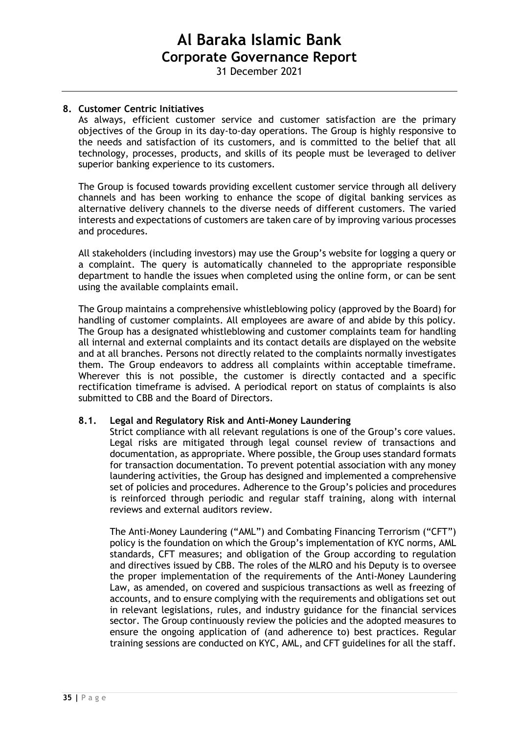## 8. Customer Centric Initiatives

As always, efficient customer service and customer satisfaction are the primary objectives of the Group in its day-to-day operations. The Group is highly responsive to the needs and satisfaction of its customers, and is committed to the belief that all technology, processes, products, and skills of its people must be leveraged to deliver superior banking experience to its customers.

The Group is focused towards providing excellent customer service through all delivery channels and has been working to enhance the scope of digital banking services as alternative delivery channels to the diverse needs of different customers. The varied interests and expectations of customers are taken care of by improving various processes and procedures.

All stakeholders (including investors) may use the Group's website for logging a query or a complaint. The query is automatically channeled to the appropriate responsible department to handle the issues when completed using the online form, or can be sent using the available complaints email.

The Group maintains a comprehensive whistleblowing policy (approved by the Board) for handling of customer complaints. All employees are aware of and abide by this policy. The Group has a designated whistleblowing and customer complaints team for handling all internal and external complaints and its contact details are displayed on the website and at all branches. Persons not directly related to the complaints normally investigates them. The Group endeavors to address all complaints within acceptable timeframe. Wherever this is not possible, the customer is directly contacted and a specific rectification timeframe is advised. A periodical report on status of complaints is also submitted to CBB and the Board of Directors.

### 8.1. Legal and Regulatory Risk and Anti-Money Laundering

Strict compliance with all relevant regulations is one of the Group's core values. Legal risks are mitigated through legal counsel review of transactions and documentation, as appropriate. Where possible, the Group uses standard formats for transaction documentation. To prevent potential association with any money laundering activities, the Group has designed and implemented a comprehensive set of policies and procedures. Adherence to the Group's policies and procedures is reinforced through periodic and regular staff training, along with internal reviews and external auditors review.

The Anti-Money Laundering ("AML") and Combating Financing Terrorism ("CFT") policy is the foundation on which the Group's implementation of KYC norms, AML standards, CFT measures; and obligation of the Group according to regulation and directives issued by CBB. The roles of the MLRO and his Deputy is to oversee the proper implementation of the requirements of the Anti-Money Laundering Law, as amended, on covered and suspicious transactions as well as freezing of accounts, and to ensure complying with the requirements and obligations set out in relevant legislations, rules, and industry guidance for the financial services sector. The Group continuously review the policies and the adopted measures to ensure the ongoing application of (and adherence to) best practices. Regular training sessions are conducted on KYC, AML, and CFT guidelines for all the staff.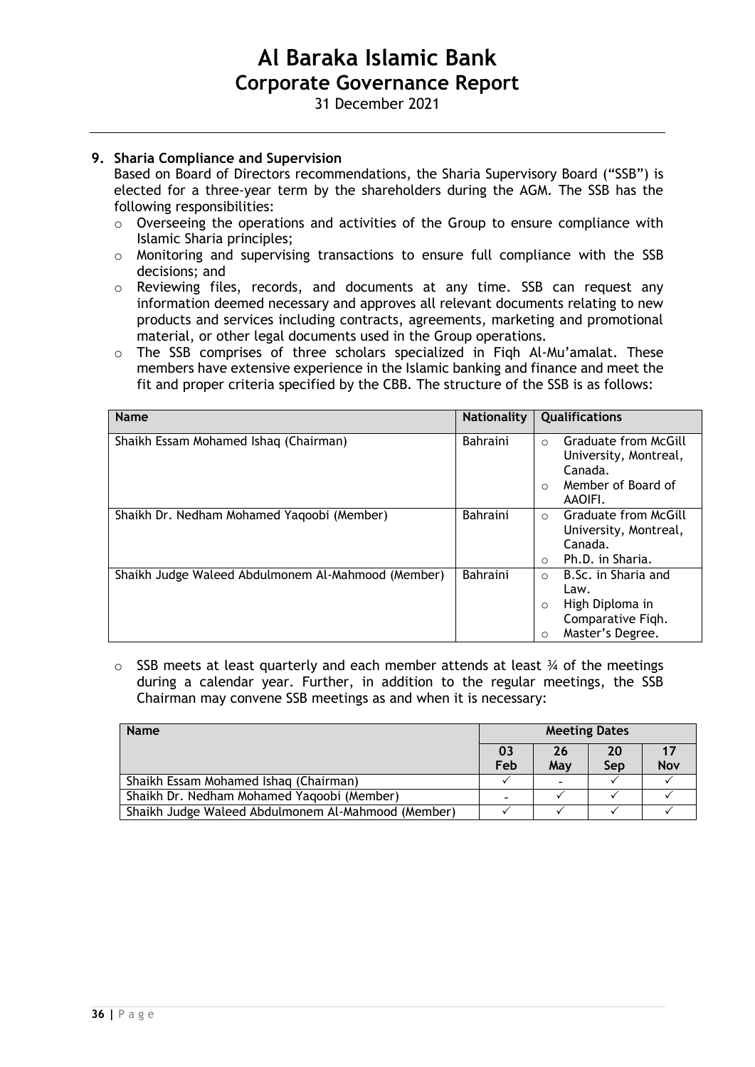# Al Baraka Islamic Bank
## Corporate Governance Report
31 December 2021

**9. Sharia Compliance and Supervision**

Based on Board of Directors recommendations, the Sharia Supervisory Board ("SSB") is elected for a three-year term by the shareholders during the AGM. The SSB has the following responsibilities:

- Overseeing the operations and activities of the Group to ensure compliance with Islamic Sharia principles;
- Monitoring and supervising transactions to ensure full compliance with the SSB decisions; and
- Reviewing files, records, and documents at any time. SSB can request any information deemed necessary and approves all relevant documents relating to new products and services including contracts, agreements, marketing and promotional material, or other legal documents used in the Group operations.
- The SSB comprises of three scholars specialized in Fiqh Al-Mu'amalat. These members have extensive experience in the Islamic banking and finance and meet the fit and proper criteria specified by the CBB. The structure of the SSB is as follows:

| Name | Nationality | Qualifications |
|---|---|---|
| Shaikh Essam Mohamed Ishaq (Chairman) | Bahraini | ○ Graduate from McGill University, Montreal, Canada.<br>○ Member of Board of AAOIFI. |
| Shaikh Dr. Nedham Mohamed Yaqoobi (Member) | Bahraini | ○ Graduate from McGill University, Montreal, Canada.<br>○ Ph.D. in Sharia. |
| Shaikh Judge Waleed Abdulmonem Al-Mahmood (Member) | Bahraini | ○ B.Sc. in Sharia and Law.<br>○ High Diploma in Comparative Fiqh.<br>○ Master's Degree. |

- SSB meets at least quarterly and each member attends at least ¾ of the meetings during a calendar year. Further, in addition to the regular meetings, the SSB Chairman may convene SSB meetings as and when it is necessary:

| Name | Meeting Dates | | | |
|---|---|---|---|---|
| | 03 Feb | 26 May | 20 Sep | 17 Nov |
| Shaikh Essam Mohamed Ishaq (Chairman) | ✓ | - | ✓ | ✓ |
| Shaikh Dr. Nedham Mohamed Yaqoobi (Member) | - | ✓ | ✓ | ✓ |
| Shaikh Judge Waleed Abdulmonem Al-Mahmood (Member) | ✓ | ✓ | ✓ | ✓ |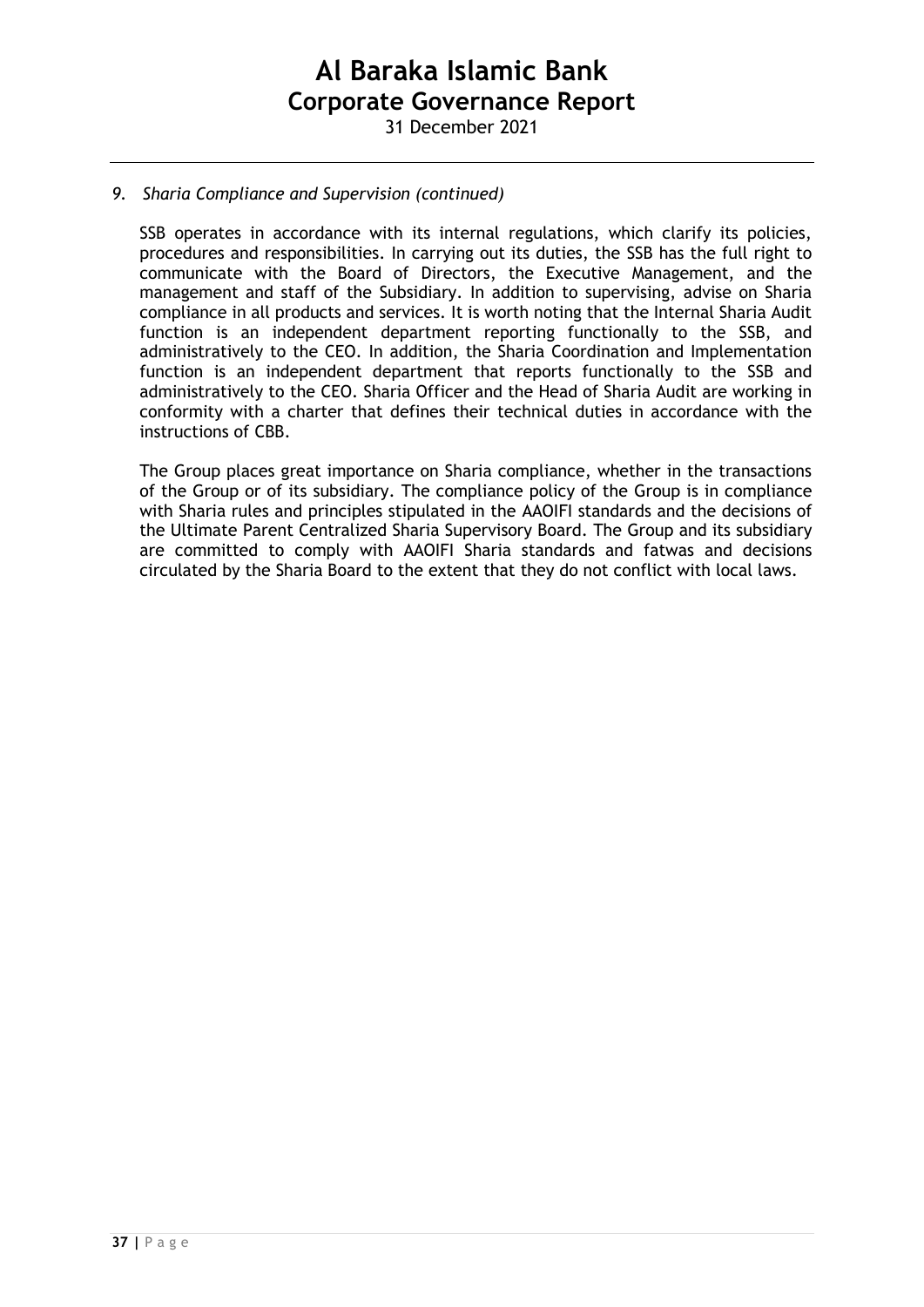*9. Sharia Compliance and Supervision (continued)*

SSB operates in accordance with its internal regulations, which clarify its policies, procedures and responsibilities. In carrying out its duties, the SSB has the full right to communicate with the Board of Directors, the Executive Management, and the management and staff of the Subsidiary. In addition to supervising, advise on Sharia compliance in all products and services. It is worth noting that the Internal Sharia Audit function is an independent department reporting functionally to the SSB, and administratively to the CEO. In addition, the Sharia Coordination and Implementation function is an independent department that reports functionally to the SSB and administratively to the CEO. Sharia Officer and the Head of Sharia Audit are working in conformity with a charter that defines their technical duties in accordance with the instructions of CBB.

The Group places great importance on Sharia compliance, whether in the transactions of the Group or of its subsidiary. The compliance policy of the Group is in compliance with Sharia rules and principles stipulated in the AAOIFI standards and the decisions of the Ultimate Parent Centralized Sharia Supervisory Board. The Group and its subsidiary are committed to comply with AAOIFI Sharia standards and fatwas and decisions circulated by the Sharia Board to the extent that they do not conflict with local laws.